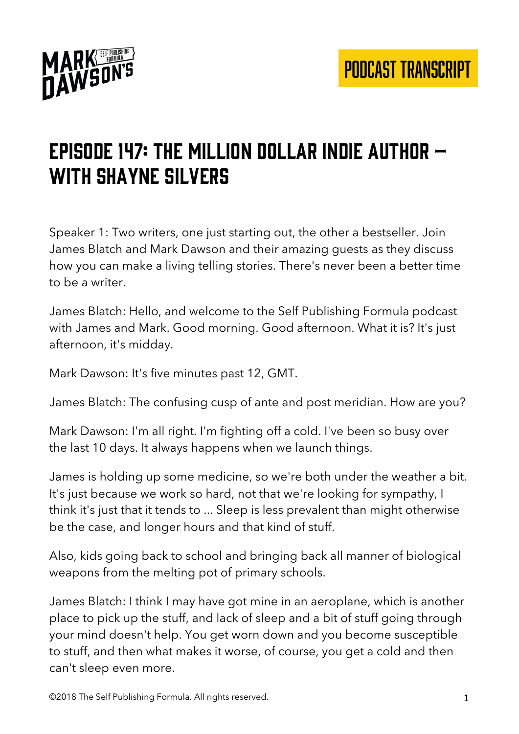# Episode 147: The Million Dollar Indie Author – With Shayne Silvers

Speaker 1: Two writers, one just starting out, the other a bestseller. Join James Blatch and Mark Dawson and their amazing guests as they discuss how you can make a living telling stories. There's never been a better time to be a writer.

James Blatch: Hello, and welcome to the Self Publishing Formula podcast with James and Mark. Good morning. Good afternoon. What it is? It's just afternoon, it's midday.

Mark Dawson: It's five minutes past 12, GMT.

James Blatch: The confusing cusp of ante and post meridian. How are you?

Mark Dawson: I'm all right. I'm fighting off a cold. I've been so busy over the last 10 days. It always happens when we launch things.

James is holding up some medicine, so we're both under the weather a bit. It's just because we work so hard, not that we're looking for sympathy, I think it's just that it tends to ... Sleep is less prevalent than might otherwise be the case, and longer hours and that kind of stuff.

Also, kids going back to school and bringing back all manner of biological weapons from the melting pot of primary schools.

James Blatch: I think I may have got mine in an aeroplane, which is another place to pick up the stuff, and lack of sleep and a bit of stuff going through your mind doesn't help. You get worn down and you become susceptible to stuff, and then what makes it worse, of course, you get a cold and then can't sleep even more.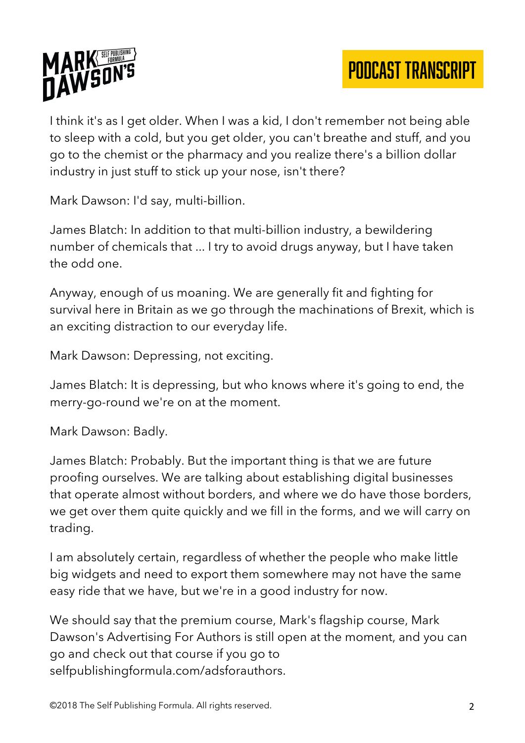I think it's as I get older. When I was a kid, I don't remember not being able to sleep with a cold, but you get older, you can't breathe and stuff, and you go to the chemist or the pharmacy and you realize there's a billion dollar industry in just stuff to stick up your nose, isn't there?

Mark Dawson: I'd say, multi-billion.

James Blatch: In addition to that multi-billion industry, a bewildering number of chemicals that ... I try to avoid drugs anyway, but I have taken the odd one.

Anyway, enough of us moaning. We are generally fit and fighting for survival here in Britain as we go through the machinations of Brexit, which is an exciting distraction to our everyday life.

Mark Dawson: Depressing, not exciting.

James Blatch: It is depressing, but who knows where it's going to end, the merry-go-round we're on at the moment.

Mark Dawson: Badly.

James Blatch: Probably. But the important thing is that we are future proofing ourselves. We are talking about establishing digital businesses that operate almost without borders, and where we do have those borders, we get over them quite quickly and we fill in the forms, and we will carry on trading.

I am absolutely certain, regardless of whether the people who make little big widgets and need to export them somewhere may not have the same easy ride that we have, but we're in a good industry for now.

We should say that the premium course, Mark's flagship course, Mark Dawson's Advertising For Authors is still open at the moment, and you can go and check out that course if you go to selfpublishingformula.com/adsforauthors.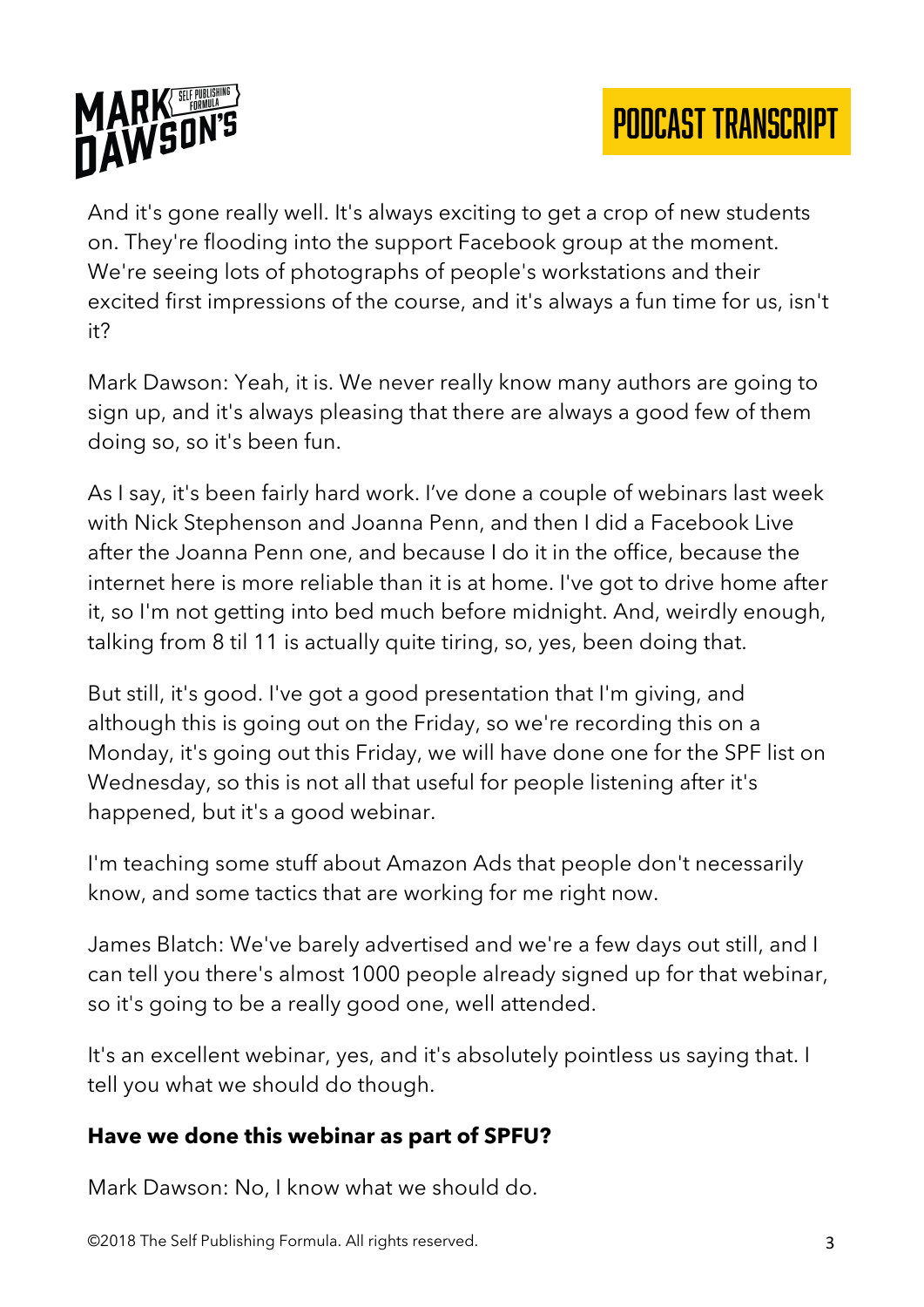And it's gone really well. It's always exciting to get a crop of new students on. They're flooding into the support Facebook group at the moment. We're seeing lots of photographs of people's workstations and their excited first impressions of the course, and it's always a fun time for us, isn't it?

Mark Dawson: Yeah, it is. We never really know many authors are going to sign up, and it's always pleasing that there are always a good few of them doing so, so it's been fun.

As I say, it's been fairly hard work. I've done a couple of webinars last week with Nick Stephenson and Joanna Penn, and then I did a Facebook Live after the Joanna Penn one, and because I do it in the office, because the internet here is more reliable than it is at home. I've got to drive home after it, so I'm not getting into bed much before midnight. And, weirdly enough, talking from 8 til 11 is actually quite tiring, so, yes, been doing that.

But still, it's good. I've got a good presentation that I'm giving, and although this is going out on the Friday, so we're recording this on a Monday, it's going out this Friday, we will have done one for the SPF list on Wednesday, so this is not all that useful for people listening after it's happened, but it's a good webinar.

I'm teaching some stuff about Amazon Ads that people don't necessarily know, and some tactics that are working for me right now.

James Blatch: We've barely advertised and we're a few days out still, and I can tell you there's almost 1000 people already signed up for that webinar, so it's going to be a really good one, well attended.

It's an excellent webinar, yes, and it's absolutely pointless us saying that. I tell you what we should do though.

**Have we done this webinar as part of SPFU?**

Mark Dawson: No, I know what we should do.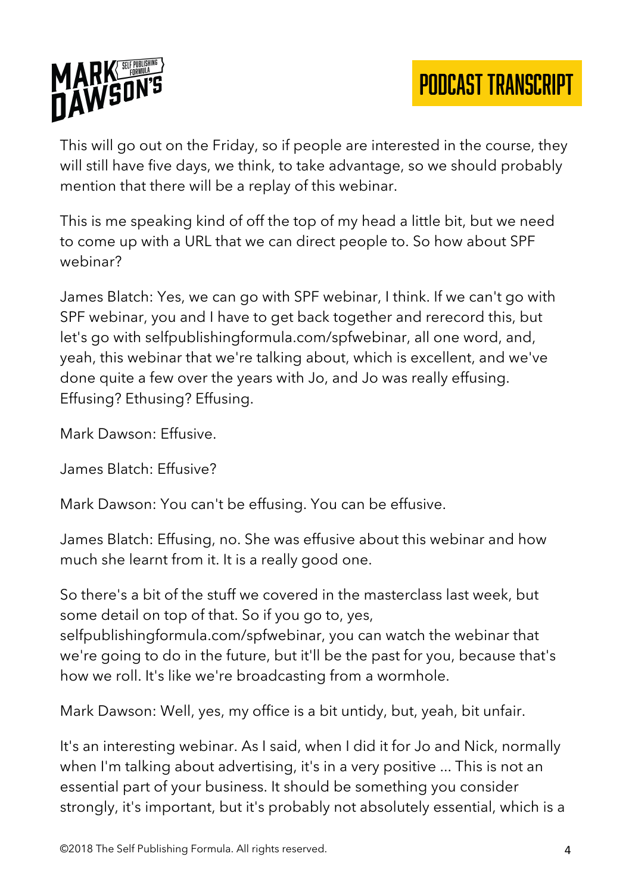This will go out on the Friday, so if people are interested in the course, they will still have five days, we think, to take advantage, so we should probably mention that there will be a replay of this webinar.

This is me speaking kind of off the top of my head a little bit, but we need to come up with a URL that we can direct people to. So how about SPF webinar?

James Blatch: Yes, we can go with SPF webinar, I think. If we can't go with SPF webinar, you and I have to get back together and rerecord this, but let's go with selfpublishingformula.com/spfwebinar, all one word, and, yeah, this webinar that we're talking about, which is excellent, and we've done quite a few over the years with Jo, and Jo was really effusing. Effusing? Ethusing? Effusing.

Mark Dawson: Effusive.

James Blatch: Effusive?

Mark Dawson: You can't be effusing. You can be effusive.

James Blatch: Effusing, no. She was effusive about this webinar and how much she learnt from it. It is a really good one.

So there's a bit of the stuff we covered in the masterclass last week, but some detail on top of that. So if you go to, yes, selfpublishingformula.com/spfwebinar, you can watch the webinar that we're going to do in the future, but it'll be the past for you, because that's how we roll. It's like we're broadcasting from a wormhole.

Mark Dawson: Well, yes, my office is a bit untidy, but, yeah, bit unfair.

It's an interesting webinar. As I said, when I did it for Jo and Nick, normally when I'm talking about advertising, it's in a very positive ... This is not an essential part of your business. It should be something you consider strongly, it's important, but it's probably not absolutely essential, which is a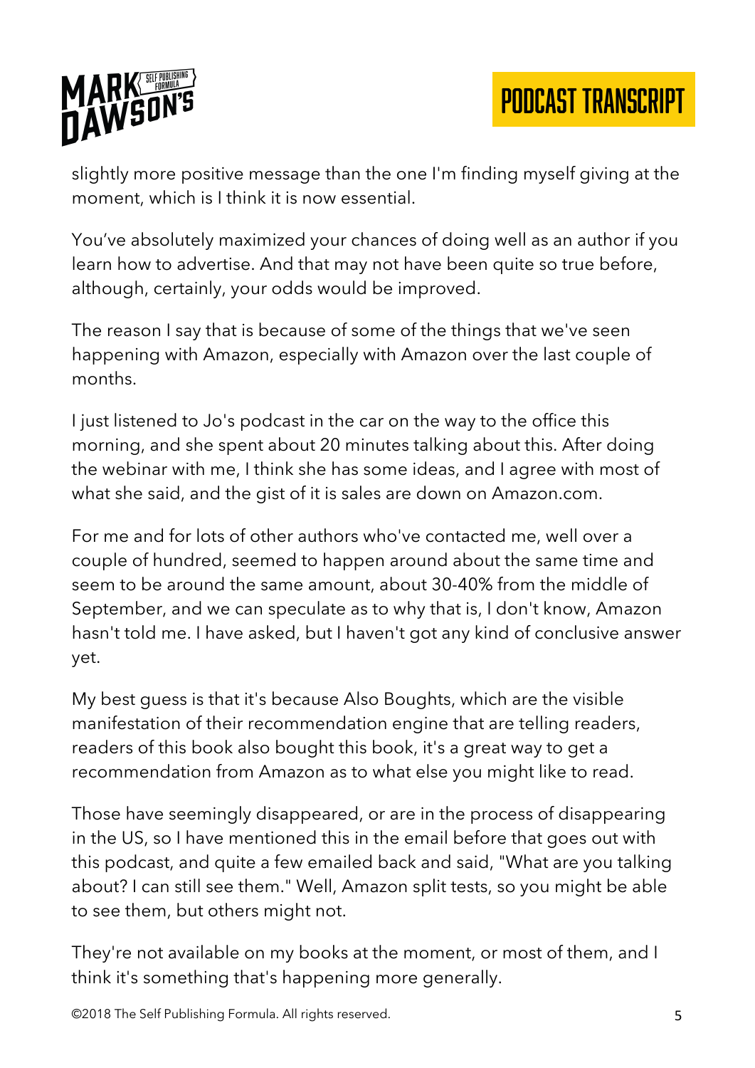slightly more positive message than the one I'm finding myself giving at the moment, which is I think it is now essential.

You've absolutely maximized your chances of doing well as an author if you learn how to advertise. And that may not have been quite so true before, although, certainly, your odds would be improved.

The reason I say that is because of some of the things that we've seen happening with Amazon, especially with Amazon over the last couple of months.

I just listened to Jo's podcast in the car on the way to the office this morning, and she spent about 20 minutes talking about this. After doing the webinar with me, I think she has some ideas, and I agree with most of what she said, and the gist of it is sales are down on Amazon.com.

For me and for lots of other authors who've contacted me, well over a couple of hundred, seemed to happen around about the same time and seem to be around the same amount, about 30-40% from the middle of September, and we can speculate as to why that is, I don't know, Amazon hasn't told me. I have asked, but I haven't got any kind of conclusive answer yet.

My best guess is that it's because Also Boughts, which are the visible manifestation of their recommendation engine that are telling readers, readers of this book also bought this book, it's a great way to get a recommendation from Amazon as to what else you might like to read.

Those have seemingly disappeared, or are in the process of disappearing in the US, so I have mentioned this in the email before that goes out with this podcast, and quite a few emailed back and said, "What are you talking about? I can still see them." Well, Amazon split tests, so you might be able to see them, but others might not.

They're not available on my books at the moment, or most of them, and I think it's something that's happening more generally.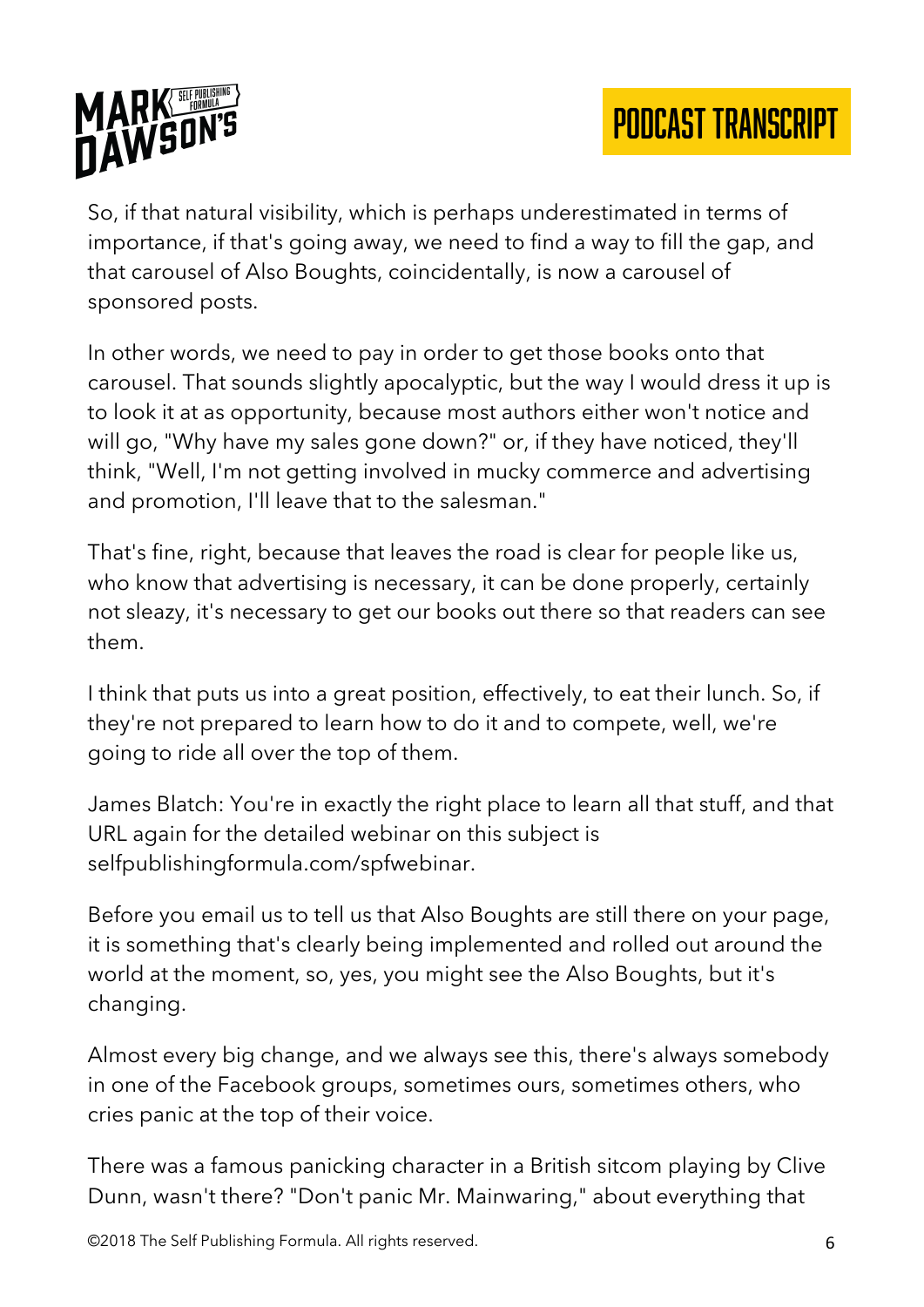So, if that natural visibility, which is perhaps underestimated in terms of importance, if that's going away, we need to find a way to fill the gap, and that carousel of Also Boughts, coincidentally, is now a carousel of sponsored posts.

In other words, we need to pay in order to get those books onto that carousel. That sounds slightly apocalyptic, but the way I would dress it up is to look it at as opportunity, because most authors either won't notice and will go, "Why have my sales gone down?" or, if they have noticed, they'll think, "Well, I'm not getting involved in mucky commerce and advertising and promotion, I'll leave that to the salesman."

That's fine, right, because that leaves the road is clear for people like us, who know that advertising is necessary, it can be done properly, certainly not sleazy, it's necessary to get our books out there so that readers can see them.

I think that puts us into a great position, effectively, to eat their lunch. So, if they're not prepared to learn how to do it and to compete, well, we're going to ride all over the top of them.

James Blatch: You're in exactly the right place to learn all that stuff, and that URL again for the detailed webinar on this subject is selfpublishingformula.com/spfwebinar.

Before you email us to tell us that Also Boughts are still there on your page, it is something that's clearly being implemented and rolled out around the world at the moment, so, yes, you might see the Also Boughts, but it's changing.

Almost every big change, and we always see this, there's always somebody in one of the Facebook groups, sometimes ours, sometimes others, who cries panic at the top of their voice.

There was a famous panicking character in a British sitcom playing by Clive Dunn, wasn't there? "Don't panic Mr. Mainwaring," about everything that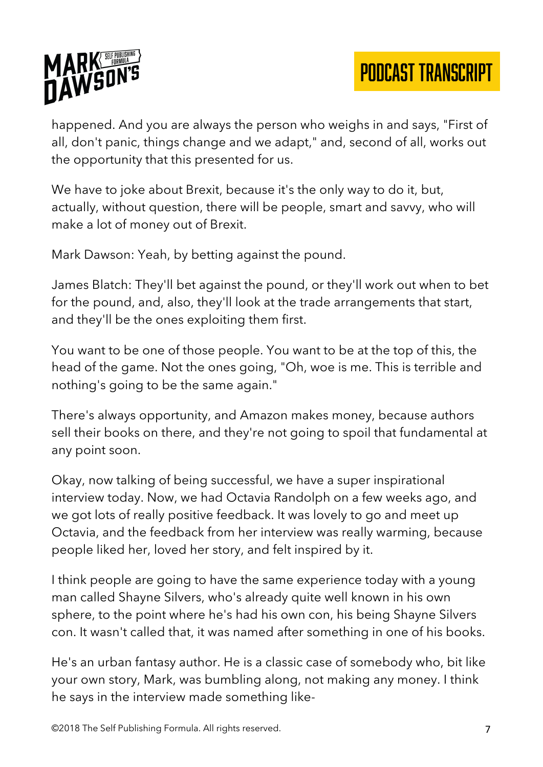happened. And you are always the person who weighs in and says, "First of all, don't panic, things change and we adapt," and, second of all, works out the opportunity that this presented for us.

We have to joke about Brexit, because it's the only way to do it, but, actually, without question, there will be people, smart and savvy, who will make a lot of money out of Brexit.

Mark Dawson: Yeah, by betting against the pound.

James Blatch: They'll bet against the pound, or they'll work out when to bet for the pound, and, also, they'll look at the trade arrangements that start, and they'll be the ones exploiting them first.

You want to be one of those people. You want to be at the top of this, the head of the game. Not the ones going, "Oh, woe is me. This is terrible and nothing's going to be the same again."

There's always opportunity, and Amazon makes money, because authors sell their books on there, and they're not going to spoil that fundamental at any point soon.

Okay, now talking of being successful, we have a super inspirational interview today. Now, we had Octavia Randolph on a few weeks ago, and we got lots of really positive feedback. It was lovely to go and meet up Octavia, and the feedback from her interview was really warming, because people liked her, loved her story, and felt inspired by it.

I think people are going to have the same experience today with a young man called Shayne Silvers, who's already quite well known in his own sphere, to the point where he's had his own con, his being Shayne Silvers con. It wasn't called that, it was named after something in one of his books.

He's an urban fantasy author. He is a classic case of somebody who, bit like your own story, Mark, was bumbling along, not making any money. I think he says in the interview made something like-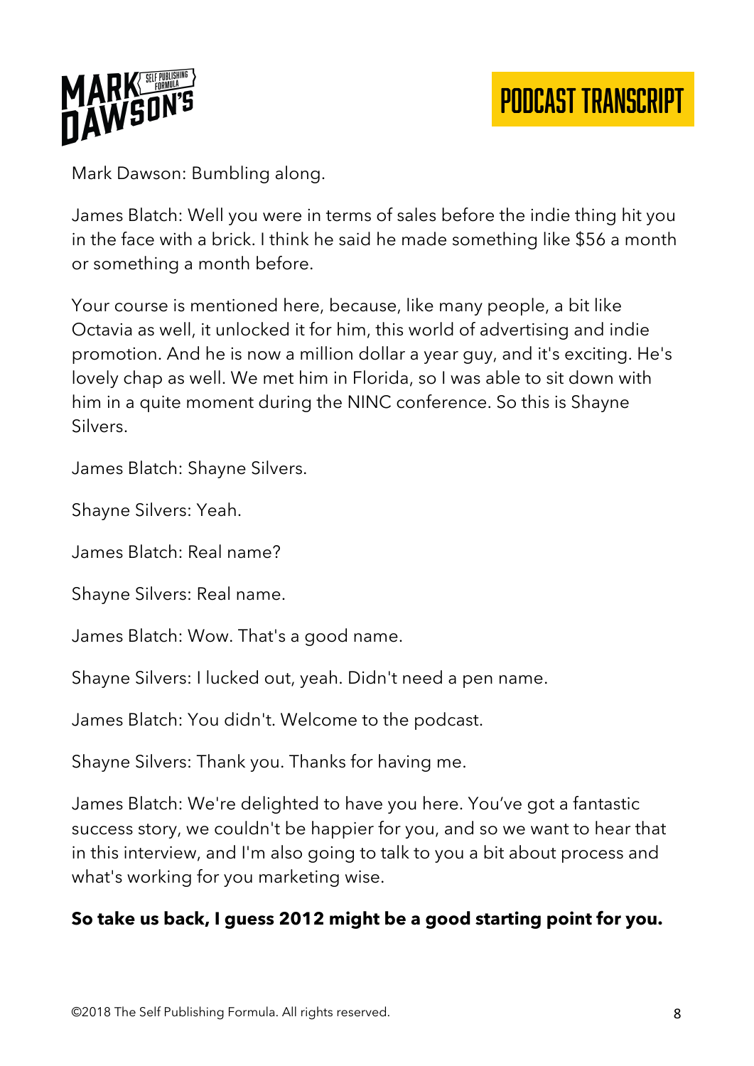Mark Dawson: Bumbling along.

James Blatch: Well you were in terms of sales before the indie thing hit you in the face with a brick. I think he said he made something like $56 a month or something a month before.

Your course is mentioned here, because, like many people, a bit like Octavia as well, it unlocked it for him, this world of advertising and indie promotion. And he is now a million dollar a year guy, and it's exciting. He's lovely chap as well. We met him in Florida, so I was able to sit down with him in a quite moment during the NINC conference. So this is Shayne Silvers.

James Blatch: Shayne Silvers.

Shayne Silvers: Yeah.

James Blatch: Real name?

Shayne Silvers: Real name.

James Blatch: Wow. That's a good name.

Shayne Silvers: I lucked out, yeah. Didn't need a pen name.

James Blatch: You didn't. Welcome to the podcast.

Shayne Silvers: Thank you. Thanks for having me.

James Blatch: We're delighted to have you here. You've got a fantastic success story, we couldn't be happier for you, and so we want to hear that in this interview, and I'm also going to talk to you a bit about process and what's working for you marketing wise.

**So take us back, I guess 2012 might be a good starting point for you.**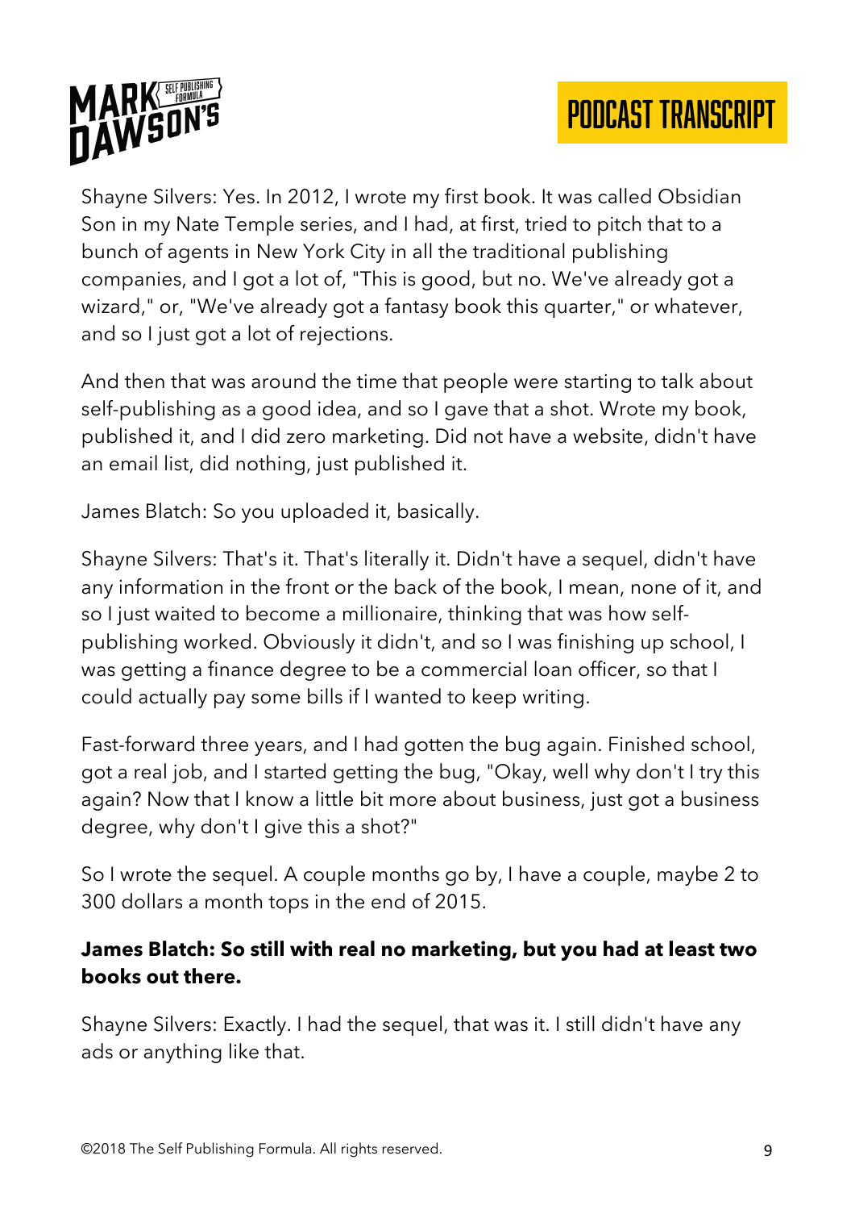Shayne Silvers: Yes. In 2012, I wrote my first book. It was called Obsidian Son in my Nate Temple series, and I had, at first, tried to pitch that to a bunch of agents in New York City in all the traditional publishing companies, and I got a lot of, "This is good, but no. We've already got a wizard," or, "We've already got a fantasy book this quarter," or whatever, and so I just got a lot of rejections.

And then that was around the time that people were starting to talk about self-publishing as a good idea, and so I gave that a shot. Wrote my book, published it, and I did zero marketing. Did not have a website, didn't have an email list, did nothing, just published it.

James Blatch: So you uploaded it, basically.

Shayne Silvers: That's it. That's literally it. Didn't have a sequel, didn't have any information in the front or the back of the book, I mean, none of it, and so I just waited to become a millionaire, thinking that was how self-publishing worked. Obviously it didn't, and so I was finishing up school, I was getting a finance degree to be a commercial loan officer, so that I could actually pay some bills if I wanted to keep writing.

Fast-forward three years, and I had gotten the bug again. Finished school, got a real job, and I started getting the bug, "Okay, well why don't I try this again? Now that I know a little bit more about business, just got a business degree, why don't I give this a shot?"

So I wrote the sequel. A couple months go by, I have a couple, maybe 2 to 300 dollars a month tops in the end of 2015.

**James Blatch: So still with real no marketing, but you had at least two books out there.**

Shayne Silvers: Exactly. I had the sequel, that was it. I still didn't have any ads or anything like that.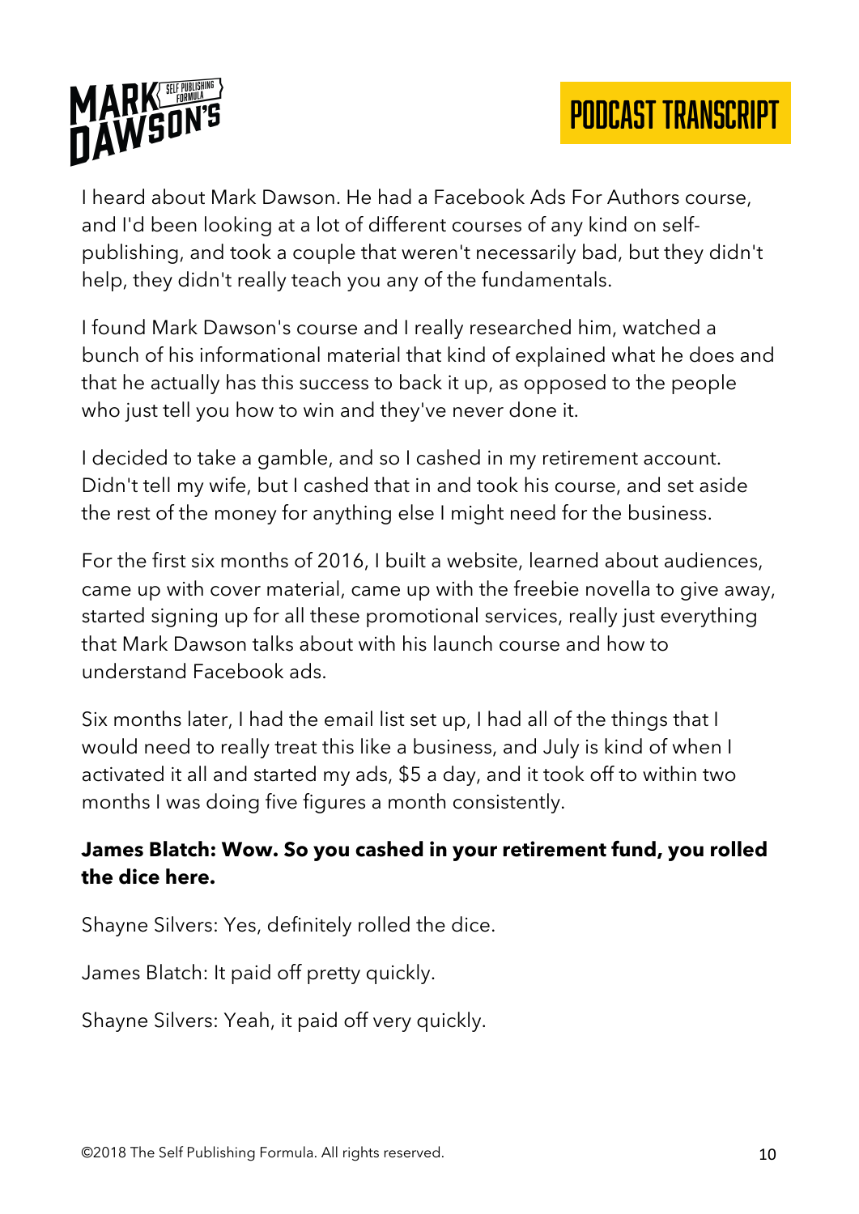I heard about Mark Dawson. He had a Facebook Ads For Authors course, and I'd been looking at a lot of different courses of any kind on self-publishing, and took a couple that weren't necessarily bad, but they didn't help, they didn't really teach you any of the fundamentals.

I found Mark Dawson's course and I really researched him, watched a bunch of his informational material that kind of explained what he does and that he actually has this success to back it up, as opposed to the people who just tell you how to win and they've never done it.

I decided to take a gamble, and so I cashed in my retirement account. Didn't tell my wife, but I cashed that in and took his course, and set aside the rest of the money for anything else I might need for the business.

For the first six months of 2016, I built a website, learned about audiences, came up with cover material, came up with the freebie novella to give away, started signing up for all these promotional services, really just everything that Mark Dawson talks about with his launch course and how to understand Facebook ads.

Six months later, I had the email list set up, I had all of the things that I would need to really treat this like a business, and July is kind of when I activated it all and started my ads, $5 a day, and it took off to within two months I was doing five figures a month consistently.

**James Blatch: Wow. So you cashed in your retirement fund, you rolled the dice here.**

Shayne Silvers: Yes, definitely rolled the dice.

James Blatch: It paid off pretty quickly.

Shayne Silvers: Yeah, it paid off very quickly.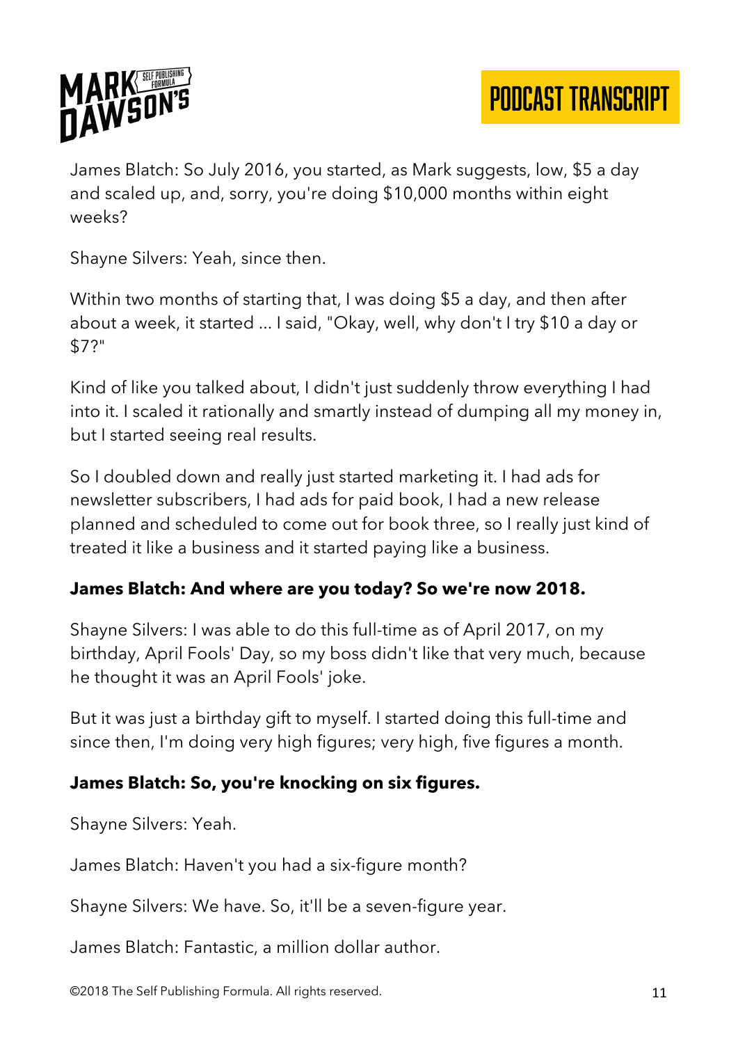James Blatch: So July 2016, you started, as Mark suggests, low, $5 a day and scaled up, and, sorry, you're doing $10,000 months within eight weeks?

Shayne Silvers: Yeah, since then.

Within two months of starting that, I was doing $5 a day, and then after about a week, it started ... I said, "Okay, well, why don't I try $10 a day or $7?"

Kind of like you talked about, I didn't just suddenly throw everything I had into it. I scaled it rationally and smartly instead of dumping all my money in, but I started seeing real results.

So I doubled down and really just started marketing it. I had ads for newsletter subscribers, I had ads for paid book, I had a new release planned and scheduled to come out for book three, so I really just kind of treated it like a business and it started paying like a business.

**James Blatch: And where are you today? So we're now 2018.**

Shayne Silvers: I was able to do this full-time as of April 2017, on my birthday, April Fools' Day, so my boss didn't like that very much, because he thought it was an April Fools' joke.

But it was just a birthday gift to myself. I started doing this full-time and since then, I'm doing very high figures; very high, five figures a month.

**James Blatch: So, you're knocking on six figures.**

Shayne Silvers: Yeah.

James Blatch: Haven't you had a six-figure month?

Shayne Silvers: We have. So, it'll be a seven-figure year.

James Blatch: Fantastic, a million dollar author.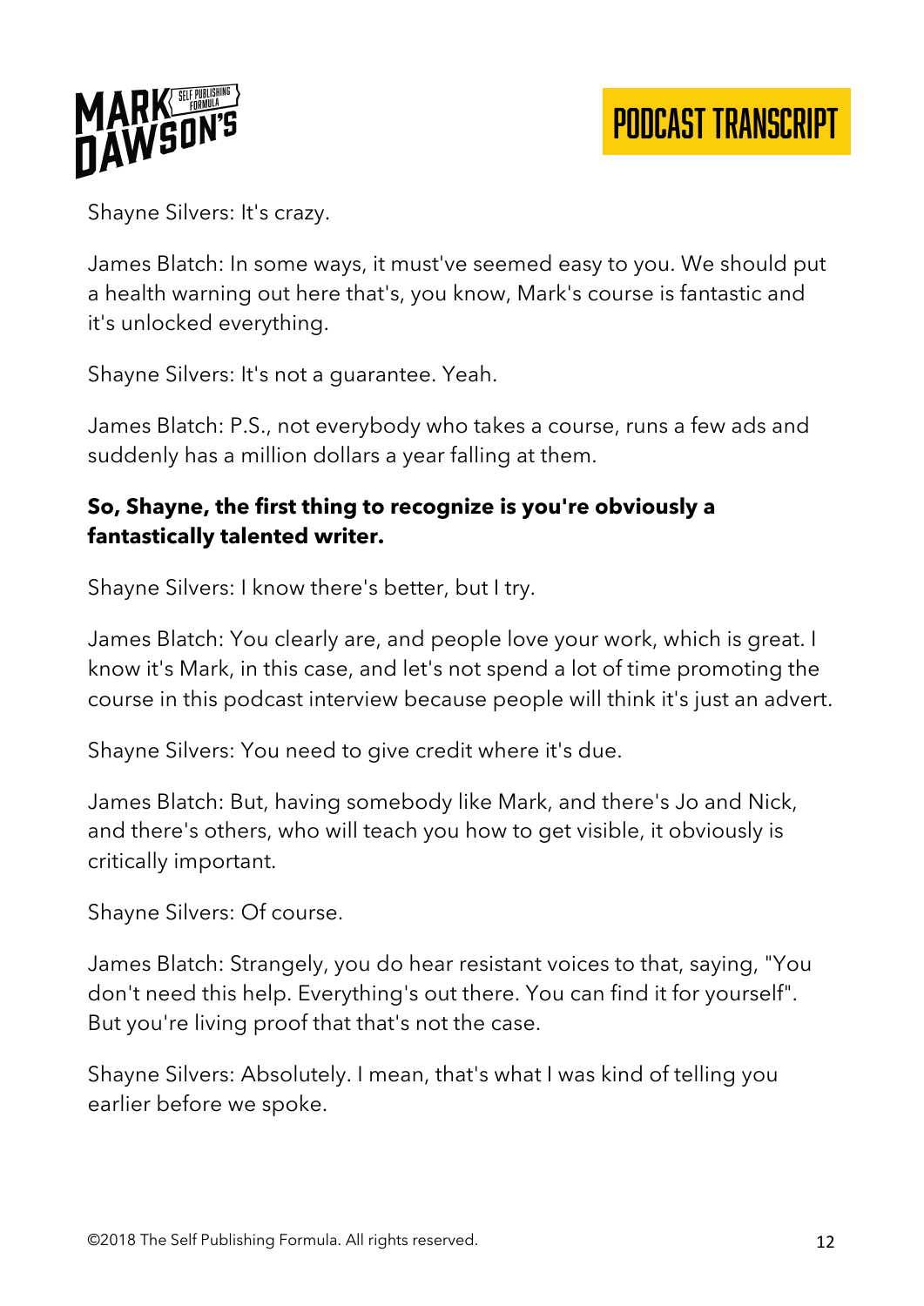Shayne Silvers: It's crazy.

James Blatch: In some ways, it must've seemed easy to you. We should put a health warning out here that's, you know, Mark's course is fantastic and it's unlocked everything.

Shayne Silvers: It's not a guarantee. Yeah.

James Blatch: P.S., not everybody who takes a course, runs a few ads and suddenly has a million dollars a year falling at them.

**So, Shayne, the first thing to recognize is you're obviously a fantastically talented writer.**

Shayne Silvers: I know there's better, but I try.

James Blatch: You clearly are, and people love your work, which is great. I know it's Mark, in this case, and let's not spend a lot of time promoting the course in this podcast interview because people will think it's just an advert.

Shayne Silvers: You need to give credit where it's due.

James Blatch: But, having somebody like Mark, and there's Jo and Nick, and there's others, who will teach you how to get visible, it obviously is critically important.

Shayne Silvers: Of course.

James Blatch: Strangely, you do hear resistant voices to that, saying, "You don't need this help. Everything's out there. You can find it for yourself". But you're living proof that that's not the case.

Shayne Silvers: Absolutely. I mean, that's what I was kind of telling you earlier before we spoke.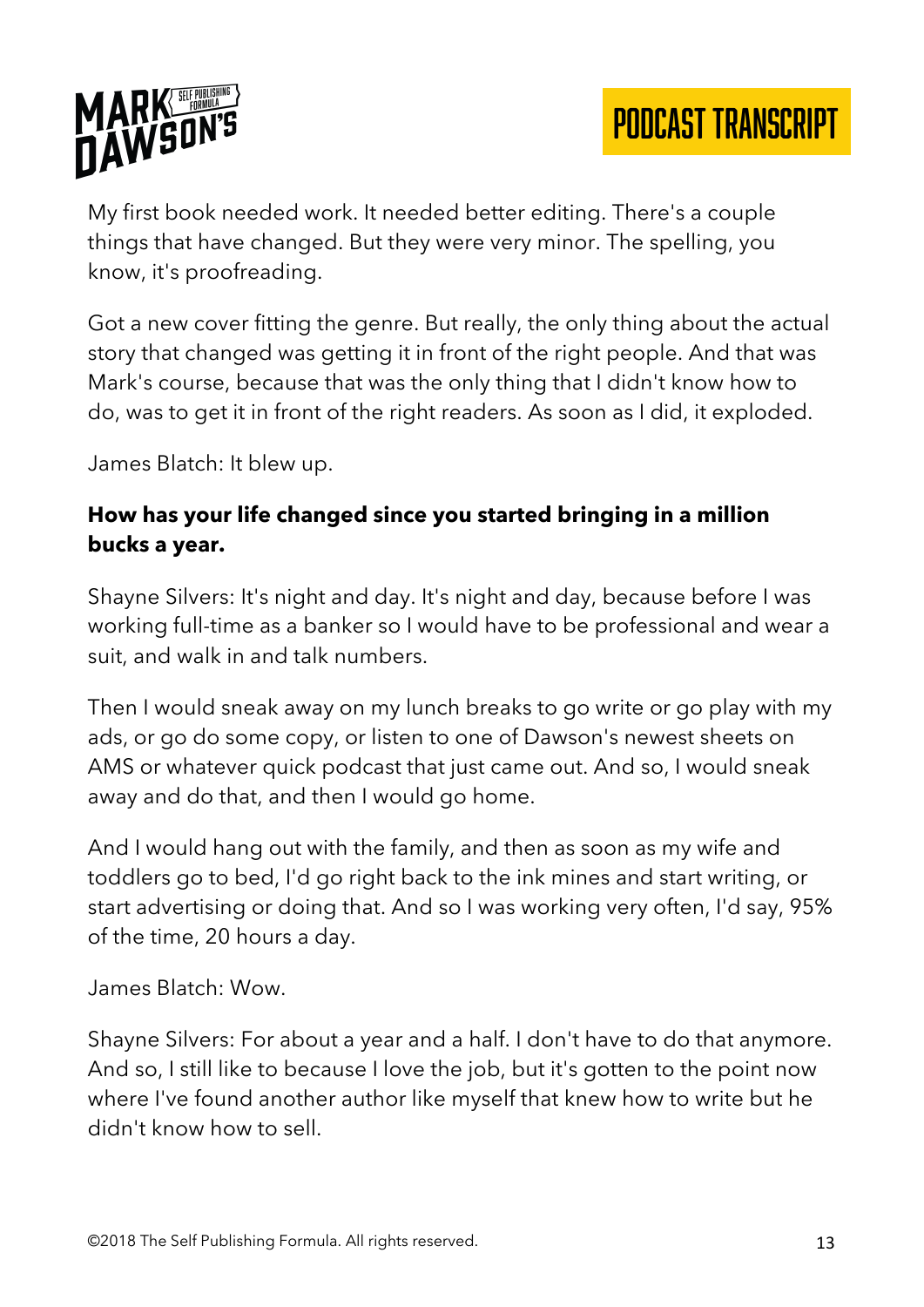My first book needed work. It needed better editing. There's a couple things that have changed. But they were very minor. The spelling, you know, it's proofreading.

Got a new cover fitting the genre. But really, the only thing about the actual story that changed was getting it in front of the right people. And that was Mark's course, because that was the only thing that I didn't know how to do, was to get it in front of the right readers. As soon as I did, it exploded.

James Blatch: It blew up.

**How has your life changed since you started bringing in a million bucks a year.**

Shayne Silvers: It's night and day. It's night and day, because before I was working full-time as a banker so I would have to be professional and wear a suit, and walk in and talk numbers.

Then I would sneak away on my lunch breaks to go write or go play with my ads, or go do some copy, or listen to one of Dawson's newest sheets on AMS or whatever quick podcast that just came out. And so, I would sneak away and do that, and then I would go home.

And I would hang out with the family, and then as soon as my wife and toddlers go to bed, I'd go right back to the ink mines and start writing, or start advertising or doing that. And so I was working very often, I'd say, 95% of the time, 20 hours a day.

James Blatch: Wow.

Shayne Silvers: For about a year and a half. I don't have to do that anymore. And so, I still like to because I love the job, but it's gotten to the point now where I've found another author like myself that knew how to write but he didn't know how to sell.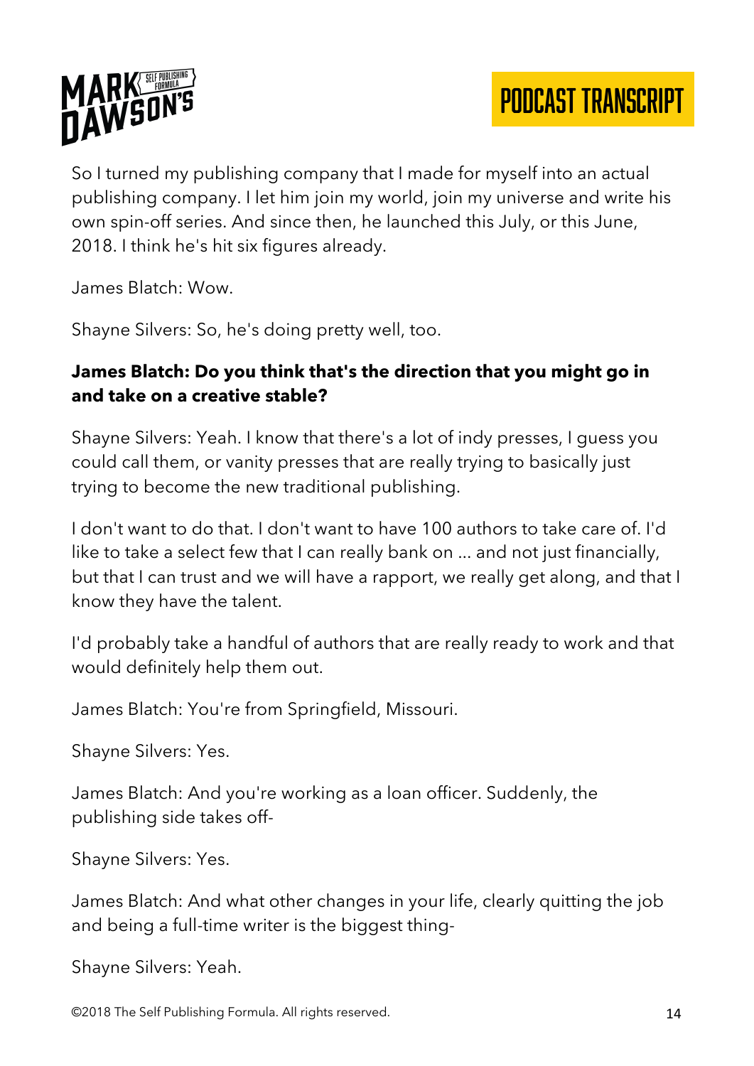So I turned my publishing company that I made for myself into an actual publishing company. I let him join my world, join my universe and write his own spin-off series. And since then, he launched this July, or this June, 2018. I think he's hit six figures already.

James Blatch: Wow.

Shayne Silvers: So, he's doing pretty well, too.

**James Blatch: Do you think that's the direction that you might go in and take on a creative stable?**

Shayne Silvers: Yeah. I know that there's a lot of indy presses, I guess you could call them, or vanity presses that are really trying to basically just trying to become the new traditional publishing.

I don't want to do that. I don't want to have 100 authors to take care of. I'd like to take a select few that I can really bank on ... and not just financially, but that I can trust and we will have a rapport, we really get along, and that I know they have the talent.

I'd probably take a handful of authors that are really ready to work and that would definitely help them out.

James Blatch: You're from Springfield, Missouri.

Shayne Silvers: Yes.

James Blatch: And you're working as a loan officer. Suddenly, the publishing side takes off-

Shayne Silvers: Yes.

James Blatch: And what other changes in your life, clearly quitting the job and being a full-time writer is the biggest thing-

Shayne Silvers: Yeah.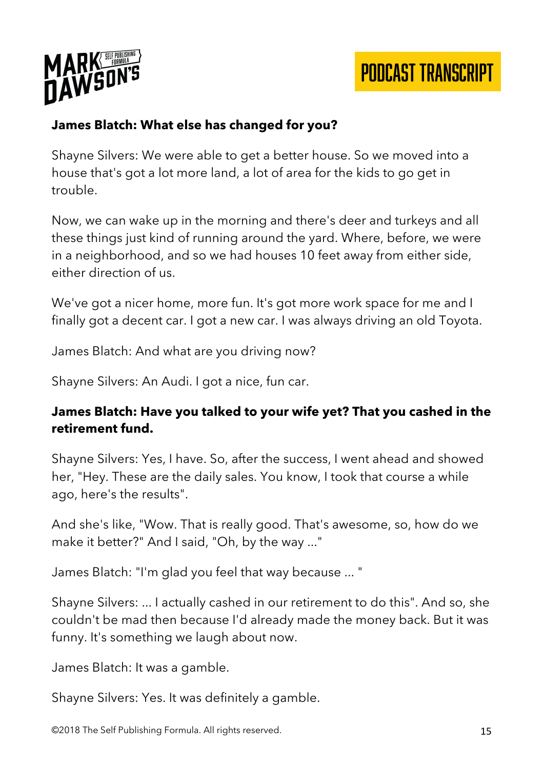**James Blatch: What else has changed for you?**

Shayne Silvers: We were able to get a better house. So we moved into a house that's got a lot more land, a lot of area for the kids to go get in trouble.

Now, we can wake up in the morning and there's deer and turkeys and all these things just kind of running around the yard. Where, before, we were in a neighborhood, and so we had houses 10 feet away from either side, either direction of us.

We've got a nicer home, more fun. It's got more work space for me and I finally got a decent car. I got a new car. I was always driving an old Toyota.

James Blatch: And what are you driving now?

Shayne Silvers: An Audi. I got a nice, fun car.

**James Blatch: Have you talked to your wife yet? That you cashed in the retirement fund.**

Shayne Silvers: Yes, I have. So, after the success, I went ahead and showed her, "Hey. These are the daily sales. You know, I took that course a while ago, here's the results".

And she's like, "Wow. That is really good. That's awesome, so, how do we make it better?" And I said, "Oh, by the way ..."

James Blatch: "I'm glad you feel that way because ... "

Shayne Silvers: ... I actually cashed in our retirement to do this". And so, she couldn't be mad then because I'd already made the money back. But it was funny. It's something we laugh about now.

James Blatch: It was a gamble.

Shayne Silvers: Yes. It was definitely a gamble.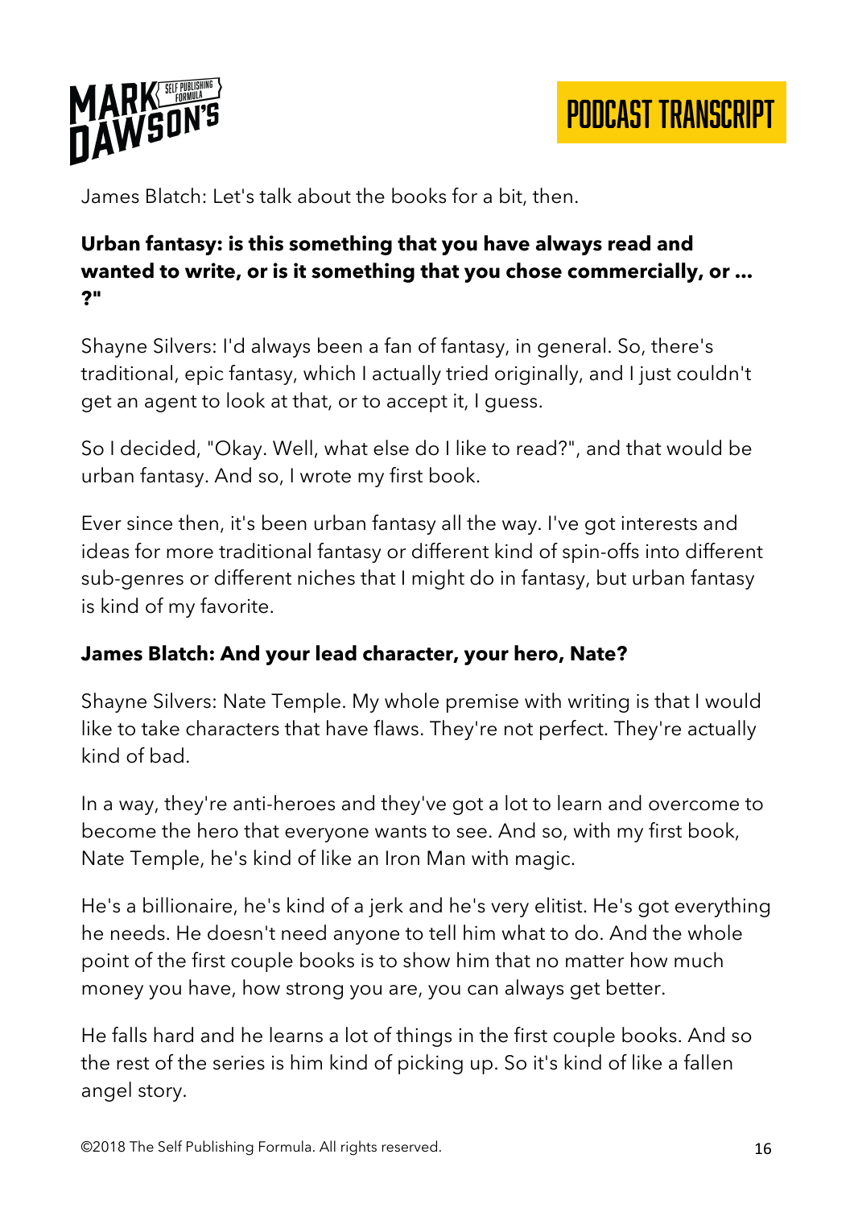James Blatch: Let's talk about the books for a bit, then.

**Urban fantasy: is this something that you have always read and wanted to write, or is it something that you chose commercially, or ... ?"**

Shayne Silvers: I'd always been a fan of fantasy, in general. So, there's traditional, epic fantasy, which I actually tried originally, and I just couldn't get an agent to look at that, or to accept it, I guess.

So I decided, "Okay. Well, what else do I like to read?", and that would be urban fantasy. And so, I wrote my first book.

Ever since then, it's been urban fantasy all the way. I've got interests and ideas for more traditional fantasy or different kind of spin-offs into different sub-genres or different niches that I might do in fantasy, but urban fantasy is kind of my favorite.

**James Blatch: And your lead character, your hero, Nate?**

Shayne Silvers: Nate Temple. My whole premise with writing is that I would like to take characters that have flaws. They're not perfect. They're actually kind of bad.

In a way, they're anti-heroes and they've got a lot to learn and overcome to become the hero that everyone wants to see. And so, with my first book, Nate Temple, he's kind of like an Iron Man with magic.

He's a billionaire, he's kind of a jerk and he's very elitist. He's got everything he needs. He doesn't need anyone to tell him what to do. And the whole point of the first couple books is to show him that no matter how much money you have, how strong you are, you can always get better.

He falls hard and he learns a lot of things in the first couple books. And so the rest of the series is him kind of picking up. So it's kind of like a fallen angel story.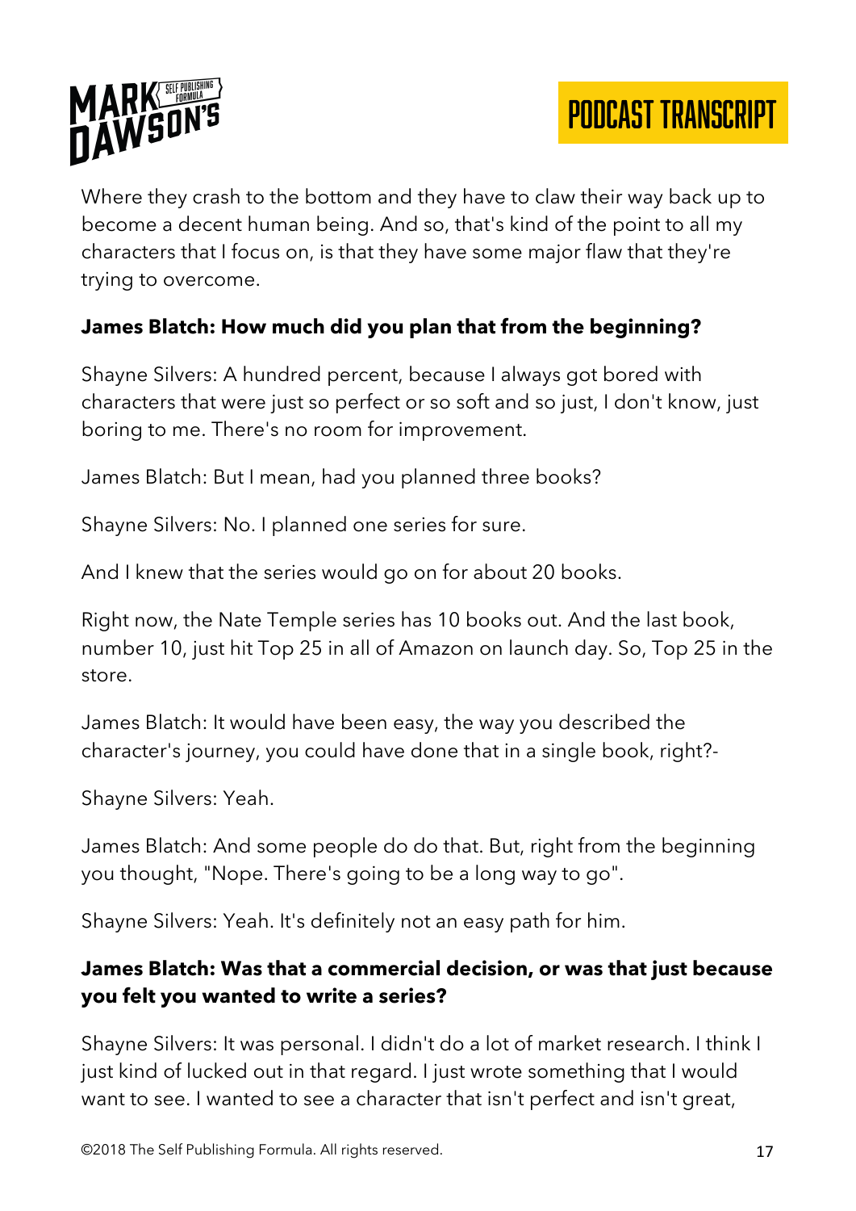Where they crash to the bottom and they have to claw their way back up to become a decent human being. And so, that's kind of the point to all my characters that I focus on, is that they have some major flaw that they're trying to overcome.

**James Blatch: How much did you plan that from the beginning?**

Shayne Silvers: A hundred percent, because I always got bored with characters that were just so perfect or so soft and so just, I don't know, just boring to me. There's no room for improvement.

James Blatch: But I mean, had you planned three books?

Shayne Silvers: No. I planned one series for sure.

And I knew that the series would go on for about 20 books.

Right now, the Nate Temple series has 10 books out. And the last book, number 10, just hit Top 25 in all of Amazon on launch day. So, Top 25 in the store.

James Blatch: It would have been easy, the way you described the character's journey, you could have done that in a single book, right?-

Shayne Silvers: Yeah.

James Blatch: And some people do do that. But, right from the beginning you thought, "Nope. There's going to be a long way to go".

Shayne Silvers: Yeah. It's definitely not an easy path for him.

**James Blatch: Was that a commercial decision, or was that just because you felt you wanted to write a series?**

Shayne Silvers: It was personal. I didn't do a lot of market research. I think I just kind of lucked out in that regard. I just wrote something that I would want to see. I wanted to see a character that isn't perfect and isn't great,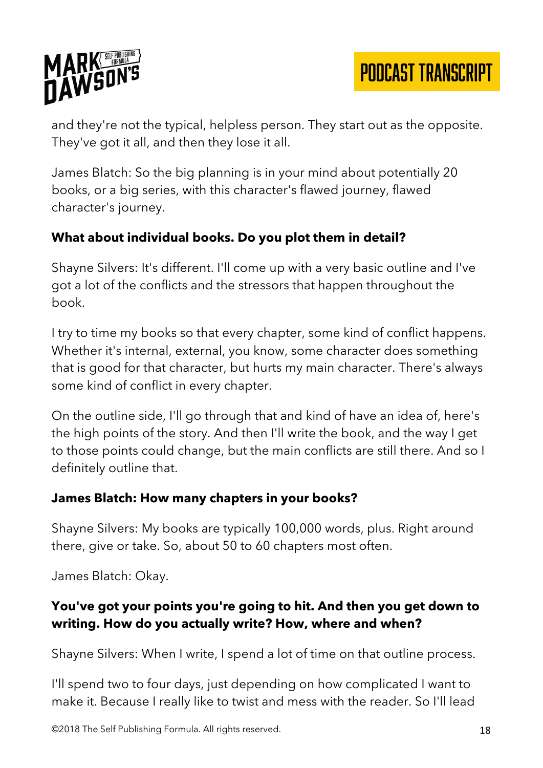and they're not the typical, helpless person. They start out as the opposite. They've got it all, and then they lose it all.

James Blatch: So the big planning is in your mind about potentially 20 books, or a big series, with this character's flawed journey, flawed character's journey.

**What about individual books. Do you plot them in detail?**

Shayne Silvers: It's different. I'll come up with a very basic outline and I've got a lot of the conflicts and the stressors that happen throughout the book.

I try to time my books so that every chapter, some kind of conflict happens. Whether it's internal, external, you know, some character does something that is good for that character, but hurts my main character. There's always some kind of conflict in every chapter.

On the outline side, I'll go through that and kind of have an idea of, here's the high points of the story. And then I'll write the book, and the way I get to those points could change, but the main conflicts are still there. And so I definitely outline that.

**James Blatch: How many chapters in your books?**

Shayne Silvers: My books are typically 100,000 words, plus. Right around there, give or take. So, about 50 to 60 chapters most often.

James Blatch: Okay.

**You've got your points you're going to hit. And then you get down to writing. How do you actually write? How, where and when?**

Shayne Silvers: When I write, I spend a lot of time on that outline process.

I'll spend two to four days, just depending on how complicated I want to make it. Because I really like to twist and mess with the reader. So I'll lead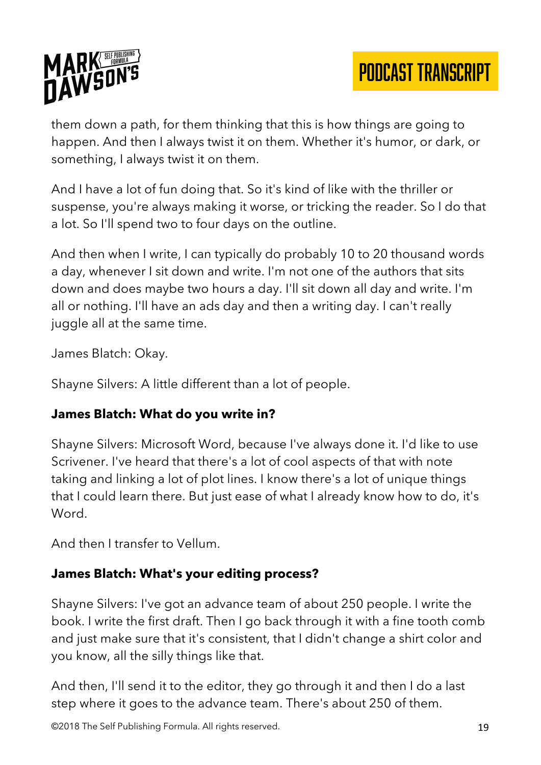them down a path, for them thinking that this is how things are going to happen. And then I always twist it on them. Whether it's humor, or dark, or something, I always twist it on them.

And I have a lot of fun doing that. So it's kind of like with the thriller or suspense, you're always making it worse, or tricking the reader. So I do that a lot. So I'll spend two to four days on the outline.

And then when I write, I can typically do probably 10 to 20 thousand words a day, whenever I sit down and write. I'm not one of the authors that sits down and does maybe two hours a day. I'll sit down all day and write. I'm all or nothing. I'll have an ads day and then a writing day. I can't really juggle all at the same time.

James Blatch: Okay.

Shayne Silvers: A little different than a lot of people.

**James Blatch: What do you write in?**

Shayne Silvers: Microsoft Word, because I've always done it. I'd like to use Scrivener. I've heard that there's a lot of cool aspects of that with note taking and linking a lot of plot lines. I know there's a lot of unique things that I could learn there. But just ease of what I already know how to do, it's Word.

And then I transfer to Vellum.

**James Blatch: What's your editing process?**

Shayne Silvers: I've got an advance team of about 250 people. I write the book. I write the first draft. Then I go back through it with a fine tooth comb and just make sure that it's consistent, that I didn't change a shirt color and you know, all the silly things like that.

And then, I'll send it to the editor, they go through it and then I do a last step where it goes to the advance team. There's about 250 of them.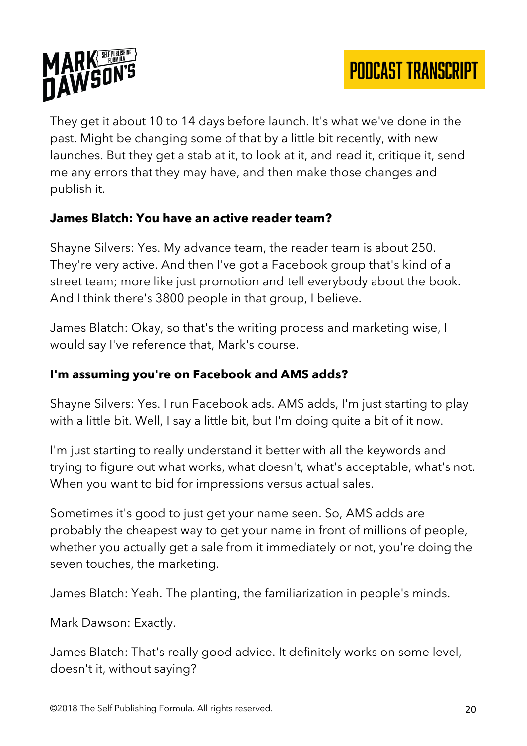They get it about 10 to 14 days before launch. It's what we've done in the past. Might be changing some of that by a little bit recently, with new launches. But they get a stab at it, to look at it, and read it, critique it, send me any errors that they may have, and then make those changes and publish it.

**James Blatch: You have an active reader team?**

Shayne Silvers: Yes. My advance team, the reader team is about 250. They're very active. And then I've got a Facebook group that's kind of a street team; more like just promotion and tell everybody about the book. And I think there's 3800 people in that group, I believe.

James Blatch: Okay, so that's the writing process and marketing wise, I would say I've reference that, Mark's course.

**I'm assuming you're on Facebook and AMS adds?**

Shayne Silvers: Yes. I run Facebook ads. AMS adds, I'm just starting to play with a little bit. Well, I say a little bit, but I'm doing quite a bit of it now.

I'm just starting to really understand it better with all the keywords and trying to figure out what works, what doesn't, what's acceptable, what's not. When you want to bid for impressions versus actual sales.

Sometimes it's good to just get your name seen. So, AMS adds are probably the cheapest way to get your name in front of millions of people, whether you actually get a sale from it immediately or not, you're doing the seven touches, the marketing.

James Blatch: Yeah. The planting, the familiarization in people's minds.

Mark Dawson: Exactly.

James Blatch: That's really good advice. It definitely works on some level, doesn't it, without saying?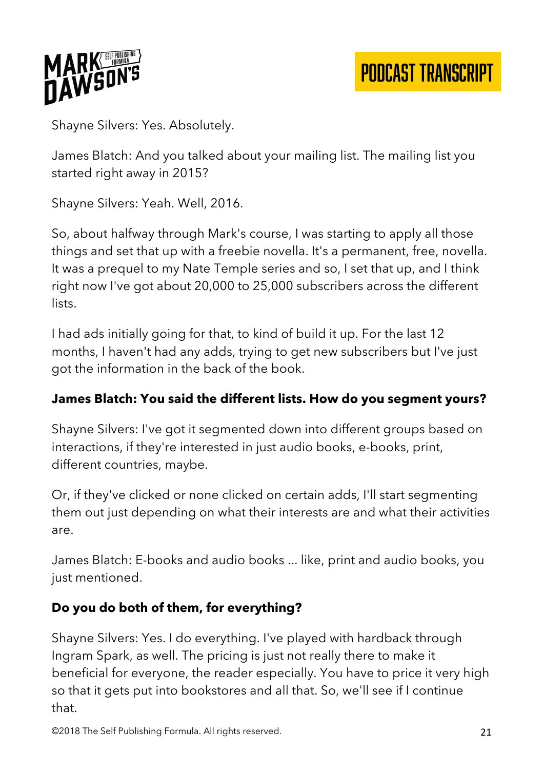Shayne Silvers: Yes. Absolutely.

James Blatch: And you talked about your mailing list. The mailing list you started right away in 2015?

Shayne Silvers: Yeah. Well, 2016.

So, about halfway through Mark's course, I was starting to apply all those things and set that up with a freebie novella. It's a permanent, free, novella. It was a prequel to my Nate Temple series and so, I set that up, and I think right now I've got about 20,000 to 25,000 subscribers across the different lists.

I had ads initially going for that, to kind of build it up. For the last 12 months, I haven't had any adds, trying to get new subscribers but I've just got the information in the back of the book.

**James Blatch: You said the different lists. How do you segment yours?**

Shayne Silvers: I've got it segmented down into different groups based on interactions, if they're interested in just audio books, e-books, print, different countries, maybe.

Or, if they've clicked or none clicked on certain adds, I'll start segmenting them out just depending on what their interests are and what their activities are.

James Blatch: E-books and audio books ... like, print and audio books, you just mentioned.

**Do you do both of them, for everything?**

Shayne Silvers: Yes. I do everything. I've played with hardback through Ingram Spark, as well. The pricing is just not really there to make it beneficial for everyone, the reader especially. You have to price it very high so that it gets put into bookstores and all that. So, we'll see if I continue that.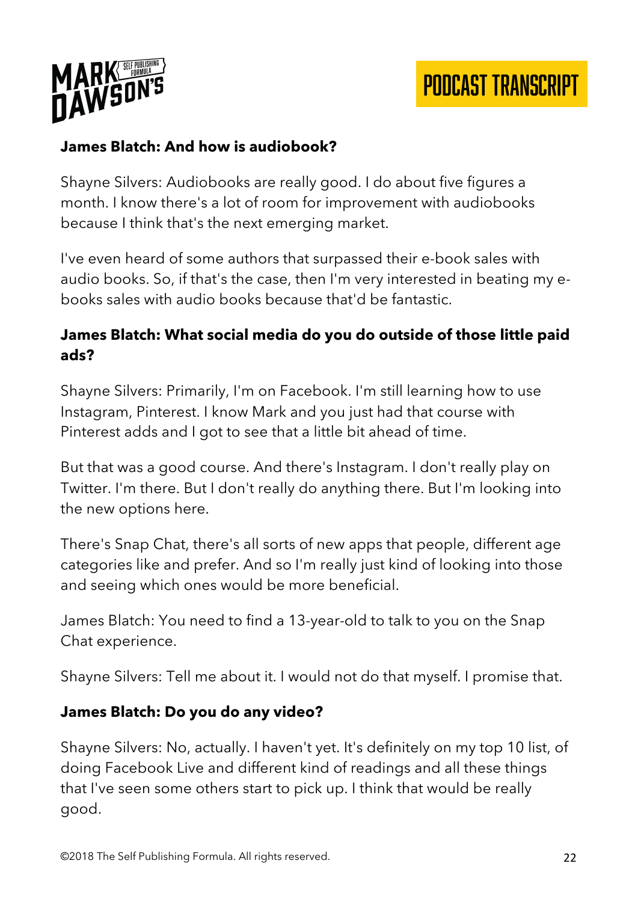**James Blatch: And how is audiobook?**

Shayne Silvers: Audiobooks are really good. I do about five figures a month. I know there's a lot of room for improvement with audiobooks because I think that's the next emerging market.

I've even heard of some authors that surpassed their e-book sales with audio books. So, if that's the case, then I'm very interested in beating my e-books sales with audio books because that'd be fantastic.

**James Blatch: What social media do you do outside of those little paid ads?**

Shayne Silvers: Primarily, I'm on Facebook. I'm still learning how to use Instagram, Pinterest. I know Mark and you just had that course with Pinterest adds and I got to see that a little bit ahead of time.

But that was a good course. And there's Instagram. I don't really play on Twitter. I'm there. But I don't really do anything there. But I'm looking into the new options here.

There's Snap Chat, there's all sorts of new apps that people, different age categories like and prefer. And so I'm really just kind of looking into those and seeing which ones would be more beneficial.

James Blatch: You need to find a 13-year-old to talk to you on the Snap Chat experience.

Shayne Silvers: Tell me about it. I would not do that myself. I promise that.

**James Blatch: Do you do any video?**

Shayne Silvers: No, actually. I haven't yet. It's definitely on my top 10 list, of doing Facebook Live and different kind of readings and all these things that I've seen some others start to pick up. I think that would be really good.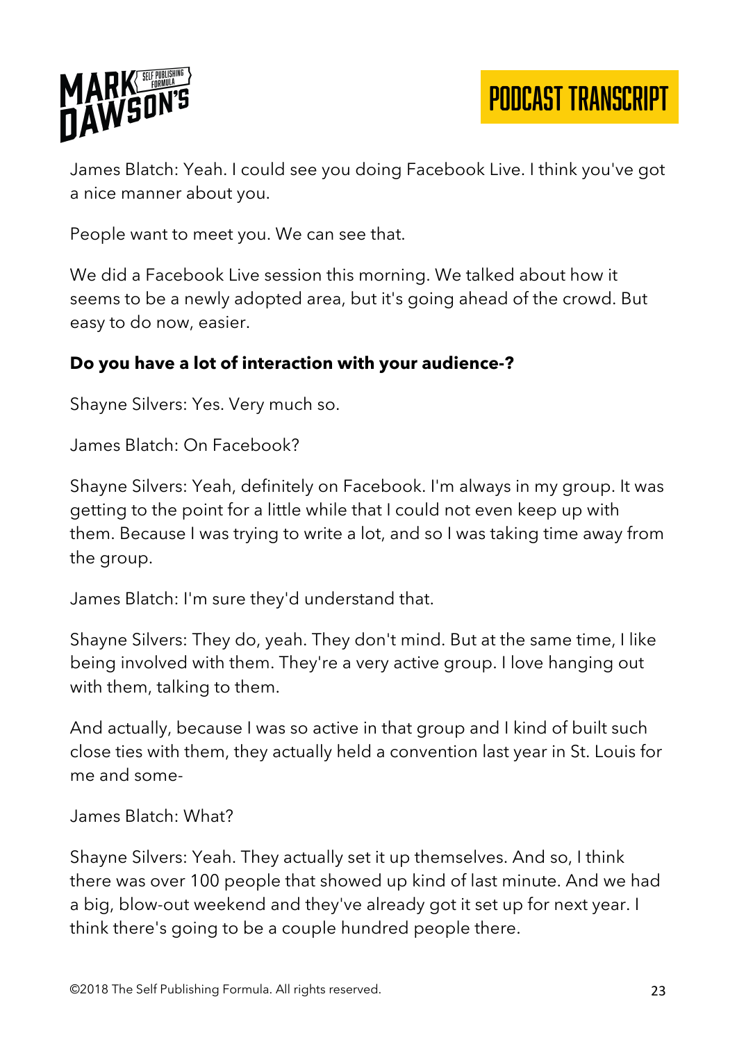James Blatch: Yeah. I could see you doing Facebook Live. I think you've got a nice manner about you.

People want to meet you. We can see that.

We did a Facebook Live session this morning. We talked about how it seems to be a newly adopted area, but it's going ahead of the crowd. But easy to do now, easier.

**Do you have a lot of interaction with your audience-?**

Shayne Silvers: Yes. Very much so.

James Blatch: On Facebook?

Shayne Silvers: Yeah, definitely on Facebook. I'm always in my group. It was getting to the point for a little while that I could not even keep up with them. Because I was trying to write a lot, and so I was taking time away from the group.

James Blatch: I'm sure they'd understand that.

Shayne Silvers: They do, yeah. They don't mind. But at the same time, I like being involved with them. They're a very active group. I love hanging out with them, talking to them.

And actually, because I was so active in that group and I kind of built such close ties with them, they actually held a convention last year in St. Louis for me and some-

James Blatch: What?

Shayne Silvers: Yeah. They actually set it up themselves. And so, I think there was over 100 people that showed up kind of last minute. And we had a big, blow-out weekend and they've already got it set up for next year. I think there's going to be a couple hundred people there.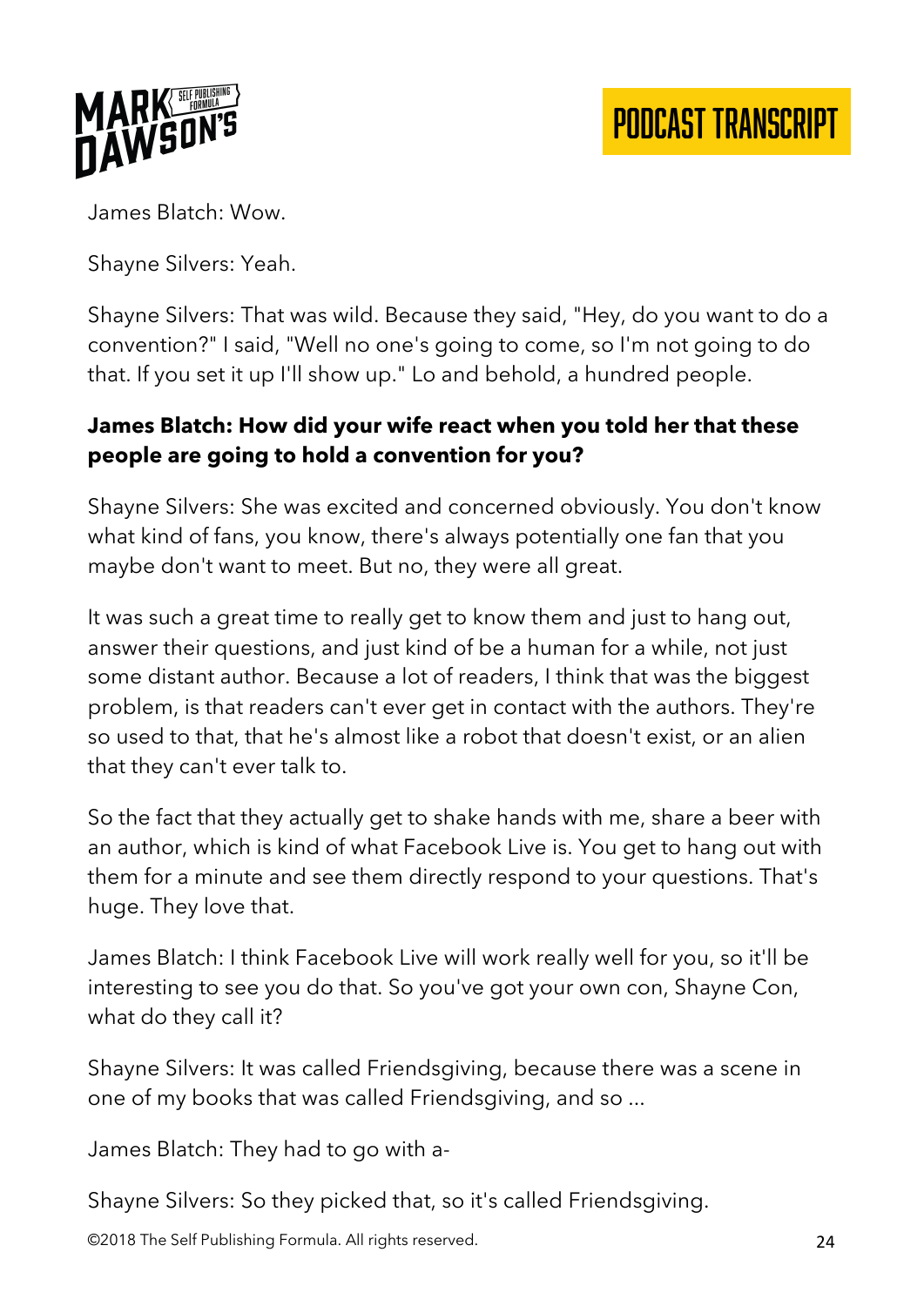James Blatch: Wow.

Shayne Silvers: Yeah.

Shayne Silvers: That was wild. Because they said, "Hey, do you want to do a convention?" I said, "Well no one's going to come, so I'm not going to do that. If you set it up I'll show up." Lo and behold, a hundred people.

**James Blatch: How did your wife react when you told her that these people are going to hold a convention for you?**

Shayne Silvers: She was excited and concerned obviously. You don't know what kind of fans, you know, there's always potentially one fan that you maybe don't want to meet. But no, they were all great.

It was such a great time to really get to know them and just to hang out, answer their questions, and just kind of be a human for a while, not just some distant author. Because a lot of readers, I think that was the biggest problem, is that readers can't ever get in contact with the authors. They're so used to that, that he's almost like a robot that doesn't exist, or an alien that they can't ever talk to.

So the fact that they actually get to shake hands with me, share a beer with an author, which is kind of what Facebook Live is. You get to hang out with them for a minute and see them directly respond to your questions. That's huge. They love that.

James Blatch: I think Facebook Live will work really well for you, so it'll be interesting to see you do that. So you've got your own con, Shayne Con, what do they call it?

Shayne Silvers: It was called Friendsgiving, because there was a scene in one of my books that was called Friendsgiving, and so ...

James Blatch: They had to go with a-

Shayne Silvers: So they picked that, so it's called Friendsgiving.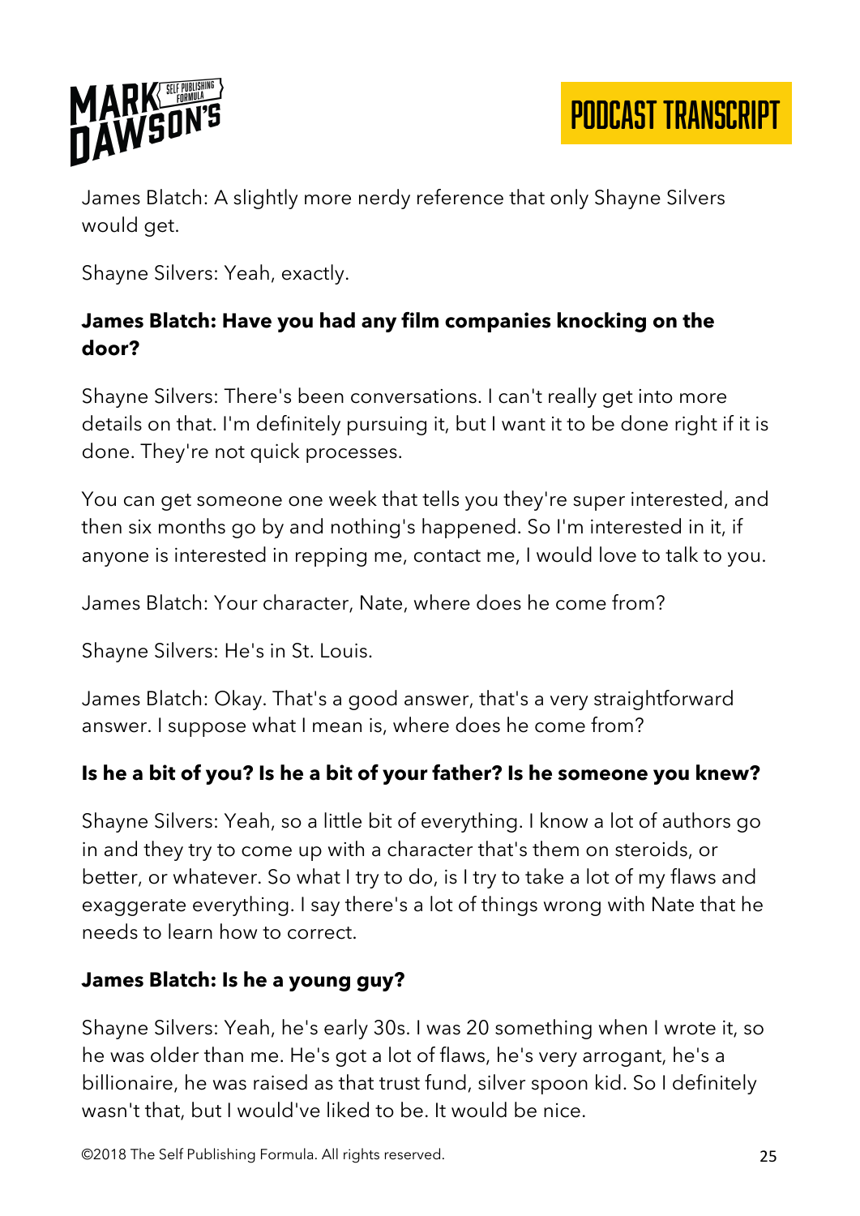James Blatch: A slightly more nerdy reference that only Shayne Silvers would get.

Shayne Silvers: Yeah, exactly.

**James Blatch: Have you had any film companies knocking on the door?**

Shayne Silvers: There's been conversations. I can't really get into more details on that. I'm definitely pursuing it, but I want it to be done right if it is done. They're not quick processes.

You can get someone one week that tells you they're super interested, and then six months go by and nothing's happened. So I'm interested in it, if anyone is interested in repping me, contact me, I would love to talk to you.

James Blatch: Your character, Nate, where does he come from?

Shayne Silvers: He's in St. Louis.

James Blatch: Okay. That's a good answer, that's a very straightforward answer. I suppose what I mean is, where does he come from?

**Is he a bit of you? Is he a bit of your father? Is he someone you knew?**

Shayne Silvers: Yeah, so a little bit of everything. I know a lot of authors go in and they try to come up with a character that's them on steroids, or better, or whatever. So what I try to do, is I try to take a lot of my flaws and exaggerate everything. I say there's a lot of things wrong with Nate that he needs to learn how to correct.

**James Blatch: Is he a young guy?**

Shayne Silvers: Yeah, he's early 30s. I was 20 something when I wrote it, so he was older than me. He's got a lot of flaws, he's very arrogant, he's a billionaire, he was raised as that trust fund, silver spoon kid. So I definitely wasn't that, but I would've liked to be. It would be nice.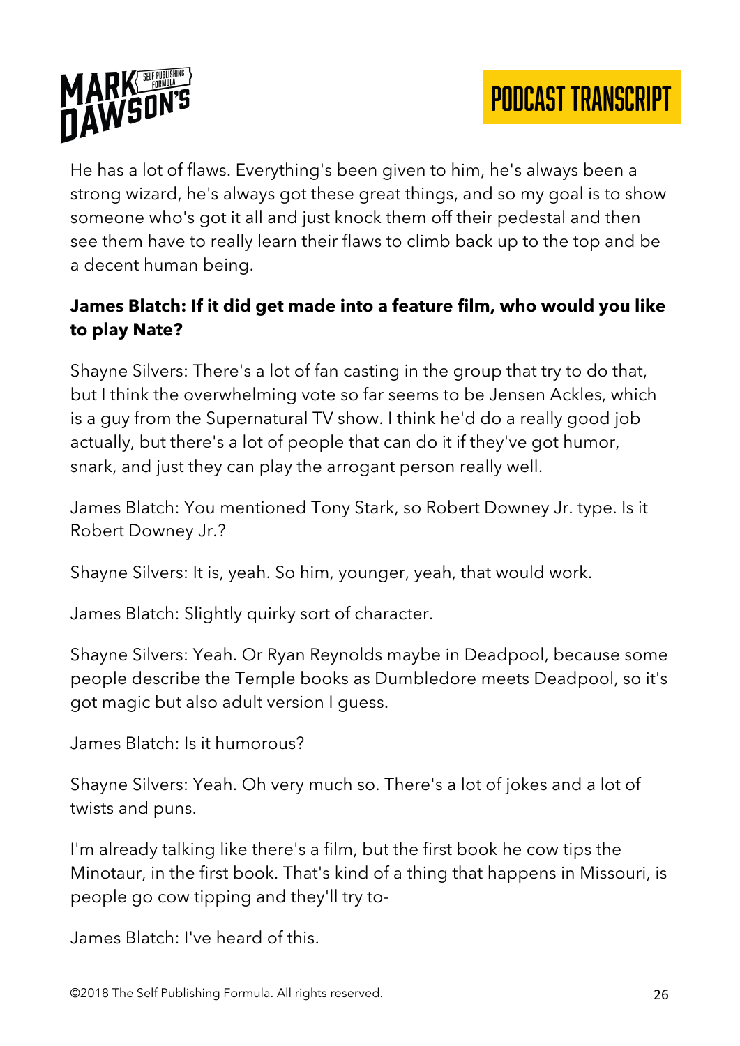He has a lot of flaws. Everything's been given to him, he's always been a strong wizard, he's always got these great things, and so my goal is to show someone who's got it all and just knock them off their pedestal and then see them have to really learn their flaws to climb back up to the top and be a decent human being.

**James Blatch: If it did get made into a feature film, who would you like to play Nate?**

Shayne Silvers: There's a lot of fan casting in the group that try to do that, but I think the overwhelming vote so far seems to be Jensen Ackles, which is a guy from the Supernatural TV show. I think he'd do a really good job actually, but there's a lot of people that can do it if they've got humor, snark, and just they can play the arrogant person really well.

James Blatch: You mentioned Tony Stark, so Robert Downey Jr. type. Is it Robert Downey Jr.?

Shayne Silvers: It is, yeah. So him, younger, yeah, that would work.

James Blatch: Slightly quirky sort of character.

Shayne Silvers: Yeah. Or Ryan Reynolds maybe in Deadpool, because some people describe the Temple books as Dumbledore meets Deadpool, so it's got magic but also adult version I guess.

James Blatch: Is it humorous?

Shayne Silvers: Yeah. Oh very much so. There's a lot of jokes and a lot of twists and puns.

I'm already talking like there's a film, but the first book he cow tips the Minotaur, in the first book. That's kind of a thing that happens in Missouri, is people go cow tipping and they'll try to-

James Blatch: I've heard of this.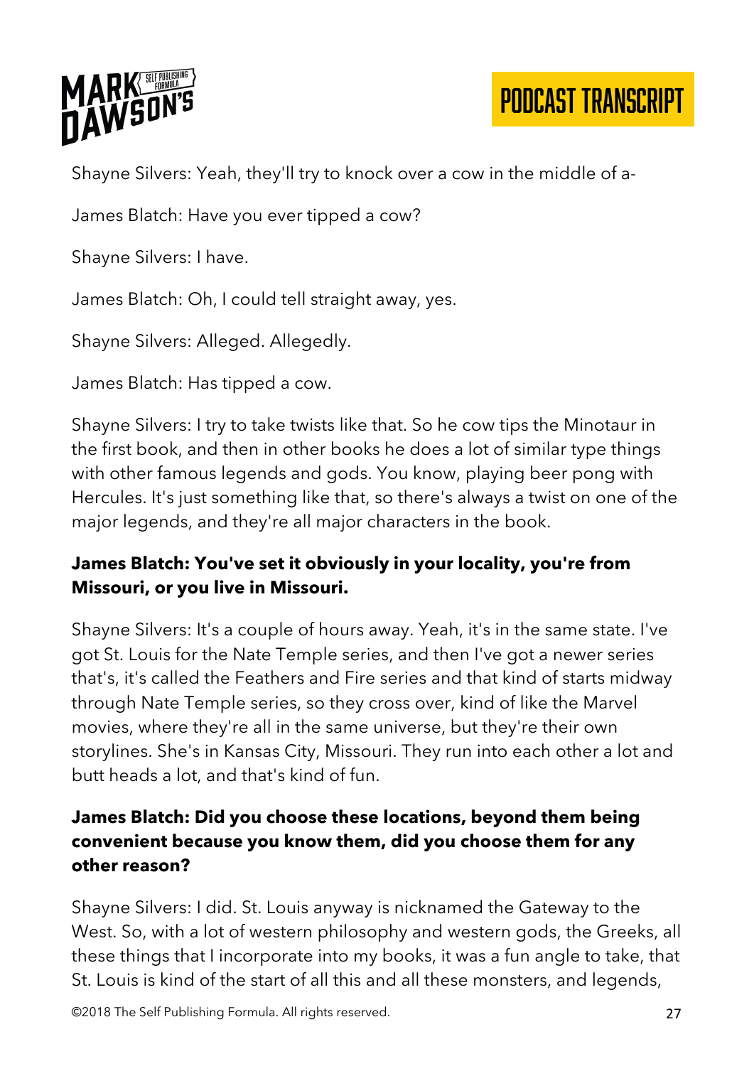Shayne Silvers: Yeah, they'll try to knock over a cow in the middle of a-

James Blatch: Have you ever tipped a cow?

Shayne Silvers: I have.

James Blatch: Oh, I could tell straight away, yes.

Shayne Silvers: Alleged. Allegedly.

James Blatch: Has tipped a cow.

Shayne Silvers: I try to take twists like that. So he cow tips the Minotaur in the first book, and then in other books he does a lot of similar type things with other famous legends and gods. You know, playing beer pong with Hercules. It's just something like that, so there's always a twist on one of the major legends, and they're all major characters in the book.

**James Blatch: You've set it obviously in your locality, you're from Missouri, or you live in Missouri.**

Shayne Silvers: It's a couple of hours away. Yeah, it's in the same state. I've got St. Louis for the Nate Temple series, and then I've got a newer series that's, it's called the Feathers and Fire series and that kind of starts midway through Nate Temple series, so they cross over, kind of like the Marvel movies, where they're all in the same universe, but they're their own storylines. She's in Kansas City, Missouri. They run into each other a lot and butt heads a lot, and that's kind of fun.

**James Blatch: Did you choose these locations, beyond them being convenient because you know them, did you choose them for any other reason?**

Shayne Silvers: I did. St. Louis anyway is nicknamed the Gateway to the West. So, with a lot of western philosophy and western gods, the Greeks, all these things that I incorporate into my books, it was a fun angle to take, that St. Louis is kind of the start of all this and all these monsters, and legends,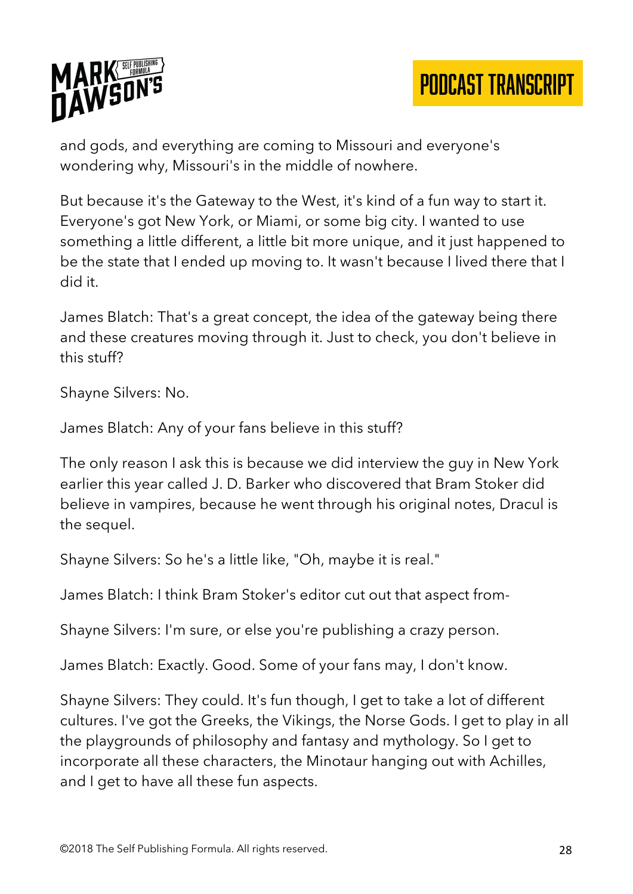and gods, and everything are coming to Missouri and everyone's wondering why, Missouri's in the middle of nowhere.

But because it's the Gateway to the West, it's kind of a fun way to start it. Everyone's got New York, or Miami, or some big city. I wanted to use something a little different, a little bit more unique, and it just happened to be the state that I ended up moving to. It wasn't because I lived there that I did it.

James Blatch: That's a great concept, the idea of the gateway being there and these creatures moving through it. Just to check, you don't believe in this stuff?

Shayne Silvers: No.

James Blatch: Any of your fans believe in this stuff?

The only reason I ask this is because we did interview the guy in New York earlier this year called J. D. Barker who discovered that Bram Stoker did believe in vampires, because he went through his original notes, Dracul is the sequel.

Shayne Silvers: So he's a little like, "Oh, maybe it is real."

James Blatch: I think Bram Stoker's editor cut out that aspect from-

Shayne Silvers: I'm sure, or else you're publishing a crazy person.

James Blatch: Exactly. Good. Some of your fans may, I don't know.

Shayne Silvers: They could. It's fun though, I get to take a lot of different cultures. I've got the Greeks, the Vikings, the Norse Gods. I get to play in all the playgrounds of philosophy and fantasy and mythology. So I get to incorporate all these characters, the Minotaur hanging out with Achilles, and I get to have all these fun aspects.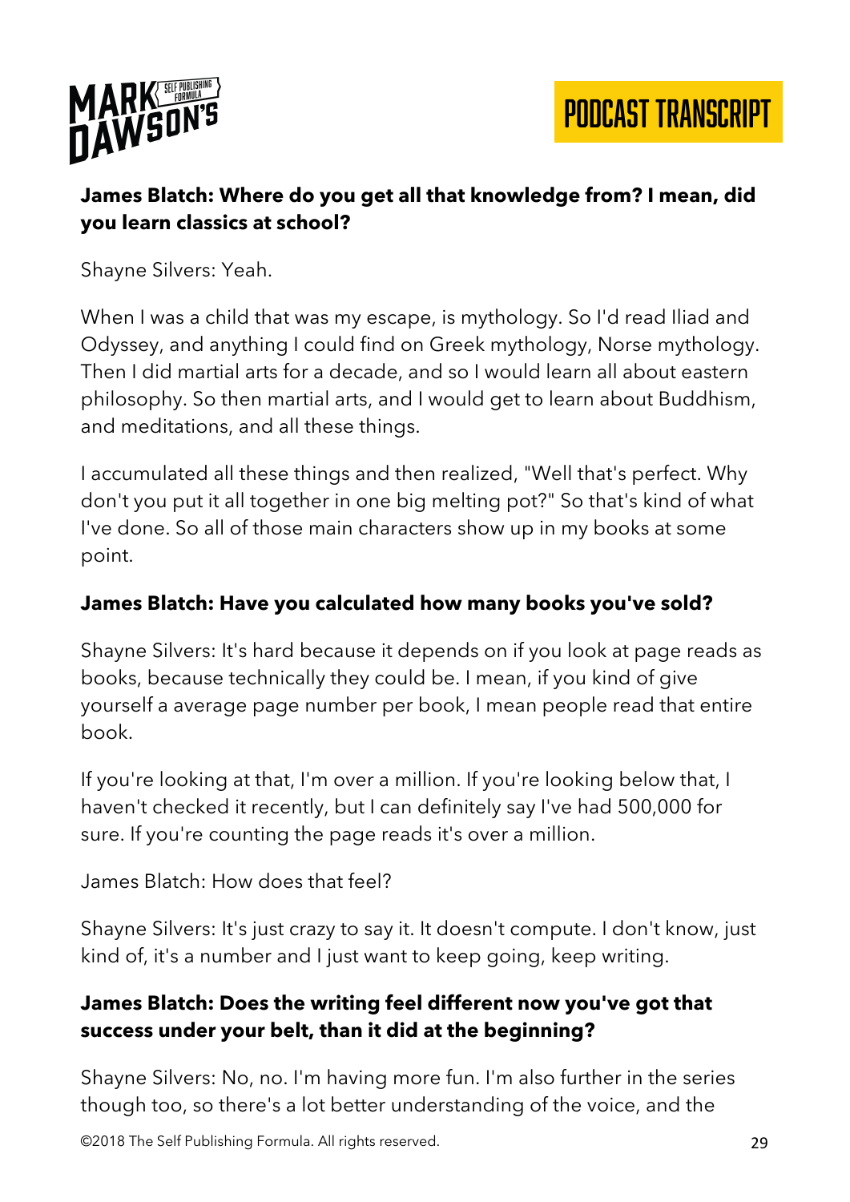**James Blatch: Where do you get all that knowledge from? I mean, did you learn classics at school?**

Shayne Silvers: Yeah.

When I was a child that was my escape, is mythology. So I'd read Iliad and Odyssey, and anything I could find on Greek mythology, Norse mythology. Then I did martial arts for a decade, and so I would learn all about eastern philosophy. So then martial arts, and I would get to learn about Buddhism, and meditations, and all these things.

I accumulated all these things and then realized, "Well that's perfect. Why don't you put it all together in one big melting pot?" So that's kind of what I've done. So all of those main characters show up in my books at some point.

**James Blatch: Have you calculated how many books you've sold?**

Shayne Silvers: It's hard because it depends on if you look at page reads as books, because technically they could be. I mean, if you kind of give yourself a average page number per book, I mean people read that entire book.

If you're looking at that, I'm over a million. If you're looking below that, I haven't checked it recently, but I can definitely say I've had 500,000 for sure. If you're counting the page reads it's over a million.

James Blatch: How does that feel?

Shayne Silvers: It's just crazy to say it. It doesn't compute. I don't know, just kind of, it's a number and I just want to keep going, keep writing.

**James Blatch: Does the writing feel different now you've got that success under your belt, than it did at the beginning?**

Shayne Silvers: No, no. I'm having more fun. I'm also further in the series though too, so there's a lot better understanding of the voice, and the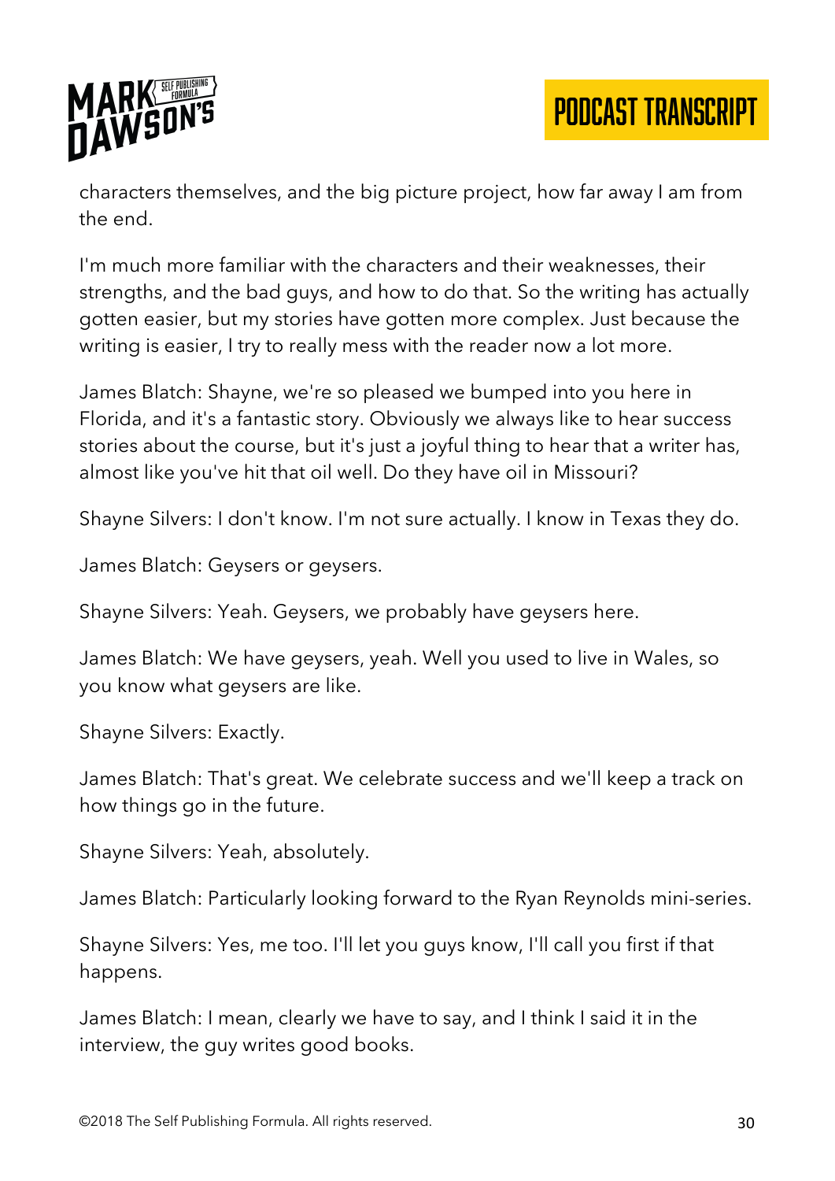characters themselves, and the big picture project, how far away I am from the end.

I'm much more familiar with the characters and their weaknesses, their strengths, and the bad guys, and how to do that. So the writing has actually gotten easier, but my stories have gotten more complex. Just because the writing is easier, I try to really mess with the reader now a lot more.

James Blatch: Shayne, we're so pleased we bumped into you here in Florida, and it's a fantastic story. Obviously we always like to hear success stories about the course, but it's just a joyful thing to hear that a writer has, almost like you've hit that oil well. Do they have oil in Missouri?

Shayne Silvers: I don't know. I'm not sure actually. I know in Texas they do.

James Blatch: Geysers or geysers.

Shayne Silvers: Yeah. Geysers, we probably have geysers here.

James Blatch: We have geysers, yeah. Well you used to live in Wales, so you know what geysers are like.

Shayne Silvers: Exactly.

James Blatch: That's great. We celebrate success and we'll keep a track on how things go in the future.

Shayne Silvers: Yeah, absolutely.

James Blatch: Particularly looking forward to the Ryan Reynolds mini-series.

Shayne Silvers: Yes, me too. I'll let you guys know, I'll call you first if that happens.

James Blatch: I mean, clearly we have to say, and I think I said it in the interview, the guy writes good books.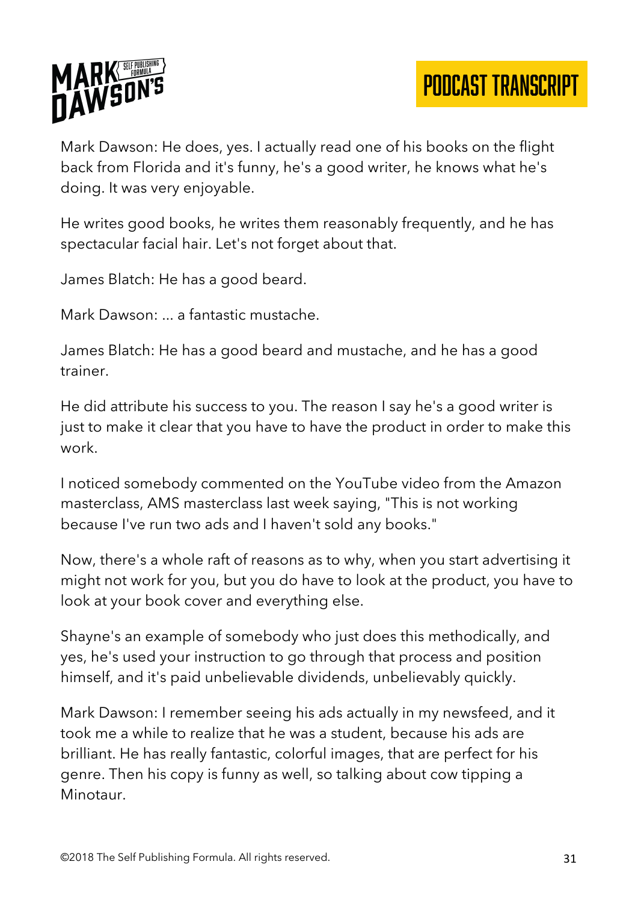Mark Dawson: He does, yes. I actually read one of his books on the flight back from Florida and it's funny, he's a good writer, he knows what he's doing. It was very enjoyable.

He writes good books, he writes them reasonably frequently, and he has spectacular facial hair. Let's not forget about that.

James Blatch: He has a good beard.

Mark Dawson: ... a fantastic mustache.

James Blatch: He has a good beard and mustache, and he has a good trainer.

He did attribute his success to you. The reason I say he's a good writer is just to make it clear that you have to have the product in order to make this work.

I noticed somebody commented on the YouTube video from the Amazon masterclass, AMS masterclass last week saying, "This is not working because I've run two ads and I haven't sold any books."

Now, there's a whole raft of reasons as to why, when you start advertising it might not work for you, but you do have to look at the product, you have to look at your book cover and everything else.

Shayne's an example of somebody who just does this methodically, and yes, he's used your instruction to go through that process and position himself, and it's paid unbelievable dividends, unbelievably quickly.

Mark Dawson: I remember seeing his ads actually in my newsfeed, and it took me a while to realize that he was a student, because his ads are brilliant. He has really fantastic, colorful images, that are perfect for his genre. Then his copy is funny as well, so talking about cow tipping a Minotaur.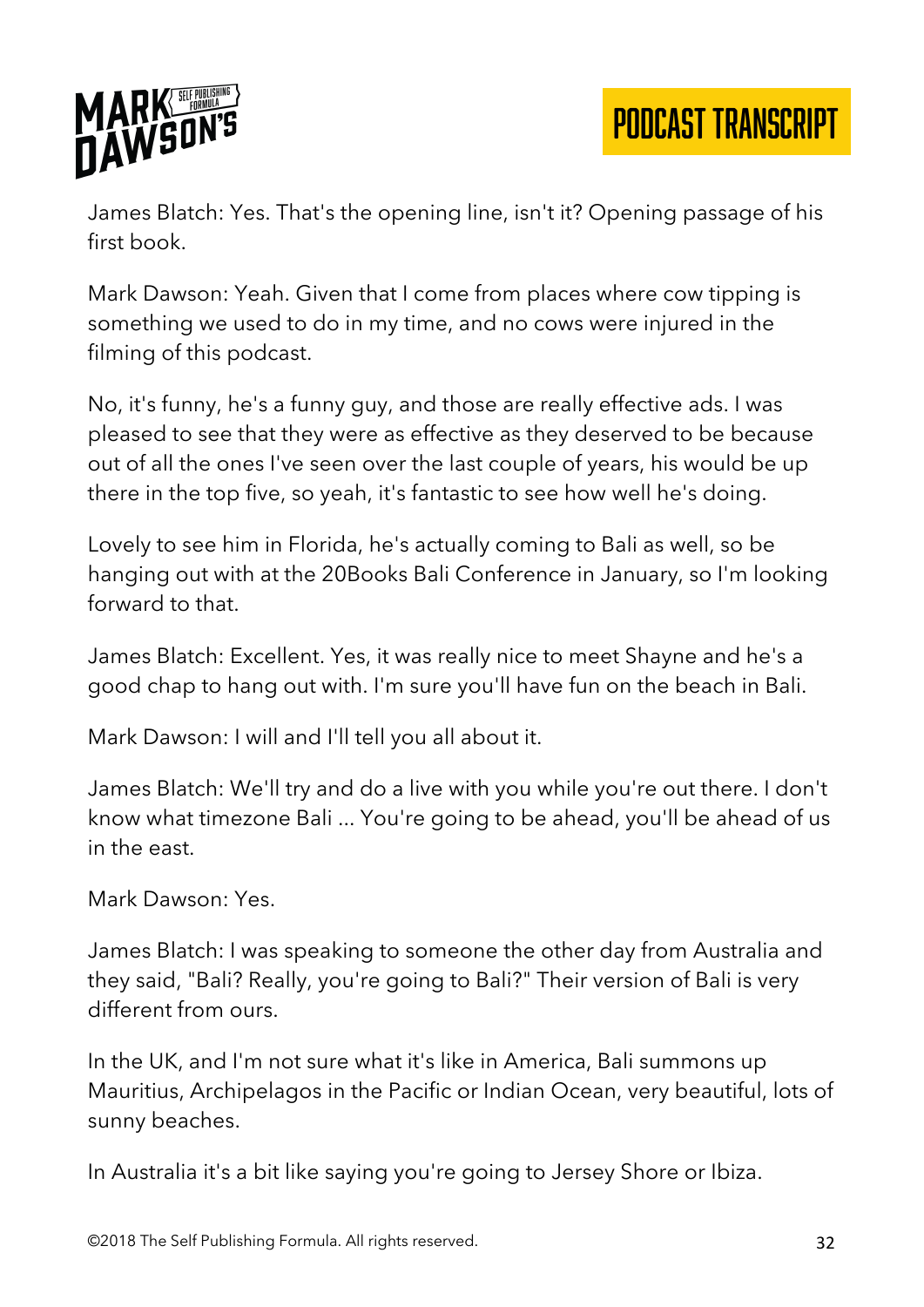James Blatch: Yes. That's the opening line, isn't it? Opening passage of his first book.

Mark Dawson: Yeah. Given that I come from places where cow tipping is something we used to do in my time, and no cows were injured in the filming of this podcast.

No, it's funny, he's a funny guy, and those are really effective ads. I was pleased to see that they were as effective as they deserved to be because out of all the ones I've seen over the last couple of years, his would be up there in the top five, so yeah, it's fantastic to see how well he's doing.

Lovely to see him in Florida, he's actually coming to Bali as well, so be hanging out with at the 20Books Bali Conference in January, so I'm looking forward to that.

James Blatch: Excellent. Yes, it was really nice to meet Shayne and he's a good chap to hang out with. I'm sure you'll have fun on the beach in Bali.

Mark Dawson: I will and I'll tell you all about it.

James Blatch: We'll try and do a live with you while you're out there. I don't know what timezone Bali ... You're going to be ahead, you'll be ahead of us in the east.

Mark Dawson: Yes.

James Blatch: I was speaking to someone the other day from Australia and they said, "Bali? Really, you're going to Bali?" Their version of Bali is very different from ours.

In the UK, and I'm not sure what it's like in America, Bali summons up Mauritius, Archipelagos in the Pacific or Indian Ocean, very beautiful, lots of sunny beaches.

In Australia it's a bit like saying you're going to Jersey Shore or Ibiza.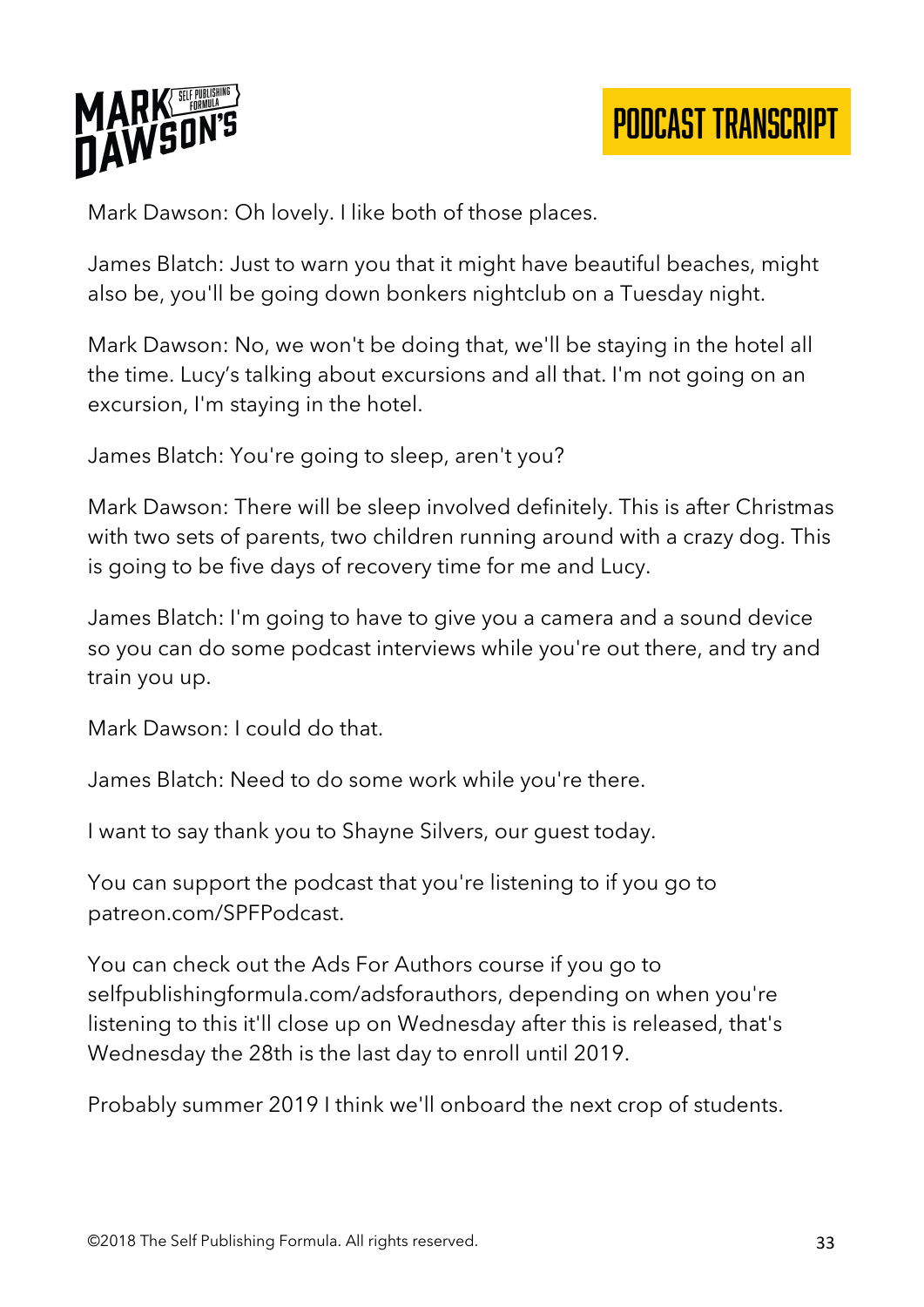Mark Dawson: Oh lovely. I like both of those places.

James Blatch: Just to warn you that it might have beautiful beaches, might also be, you'll be going down bonkers nightclub on a Tuesday night.

Mark Dawson: No, we won't be doing that, we'll be staying in the hotel all the time. Lucy's talking about excursions and all that. I'm not going on an excursion, I'm staying in the hotel.

James Blatch: You're going to sleep, aren't you?

Mark Dawson: There will be sleep involved definitely. This is after Christmas with two sets of parents, two children running around with a crazy dog. This is going to be five days of recovery time for me and Lucy.

James Blatch: I'm going to have to give you a camera and a sound device so you can do some podcast interviews while you're out there, and try and train you up.

Mark Dawson: I could do that.

James Blatch: Need to do some work while you're there.

I want to say thank you to Shayne Silvers, our guest today.

You can support the podcast that you're listening to if you go to patreon.com/SPFPodcast.

You can check out the Ads For Authors course if you go to selfpublishingformula.com/adsforauthors, depending on when you're listening to this it'll close up on Wednesday after this is released, that's Wednesday the 28th is the last day to enroll until 2019.

Probably summer 2019 I think we'll onboard the next crop of students.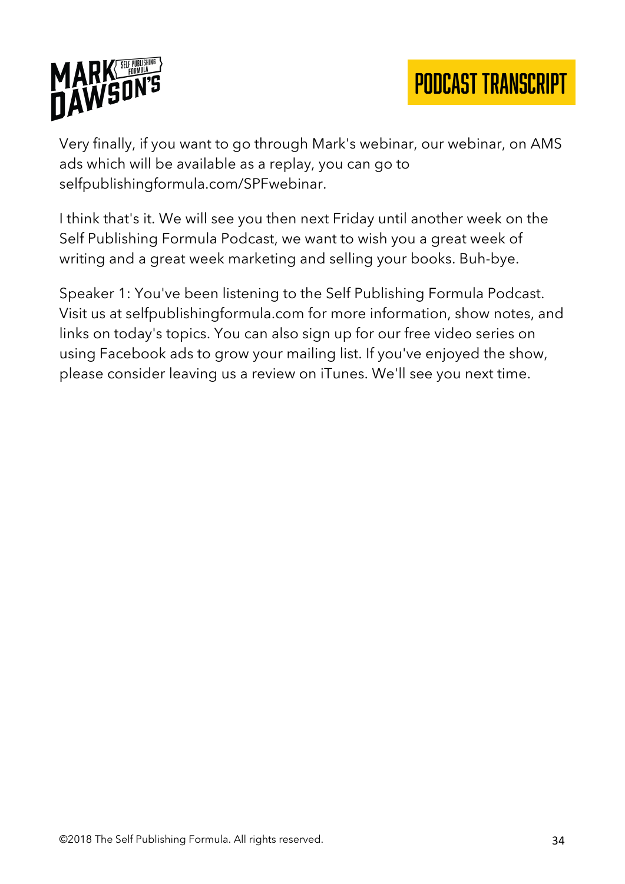Very finally, if you want to go through Mark's webinar, our webinar, on AMS ads which will be available as a replay, you can go to selfpublishingformula.com/SPFwebinar.

I think that's it. We will see you then next Friday until another week on the Self Publishing Formula Podcast, we want to wish you a great week of writing and a great week marketing and selling your books. Buh-bye.

Speaker 1: You've been listening to the Self Publishing Formula Podcast. Visit us at selfpublishingformula.com for more information, show notes, and links on today's topics. You can also sign up for our free video series on using Facebook ads to grow your mailing list. If you've enjoyed the show, please consider leaving us a review on iTunes. We'll see you next time.